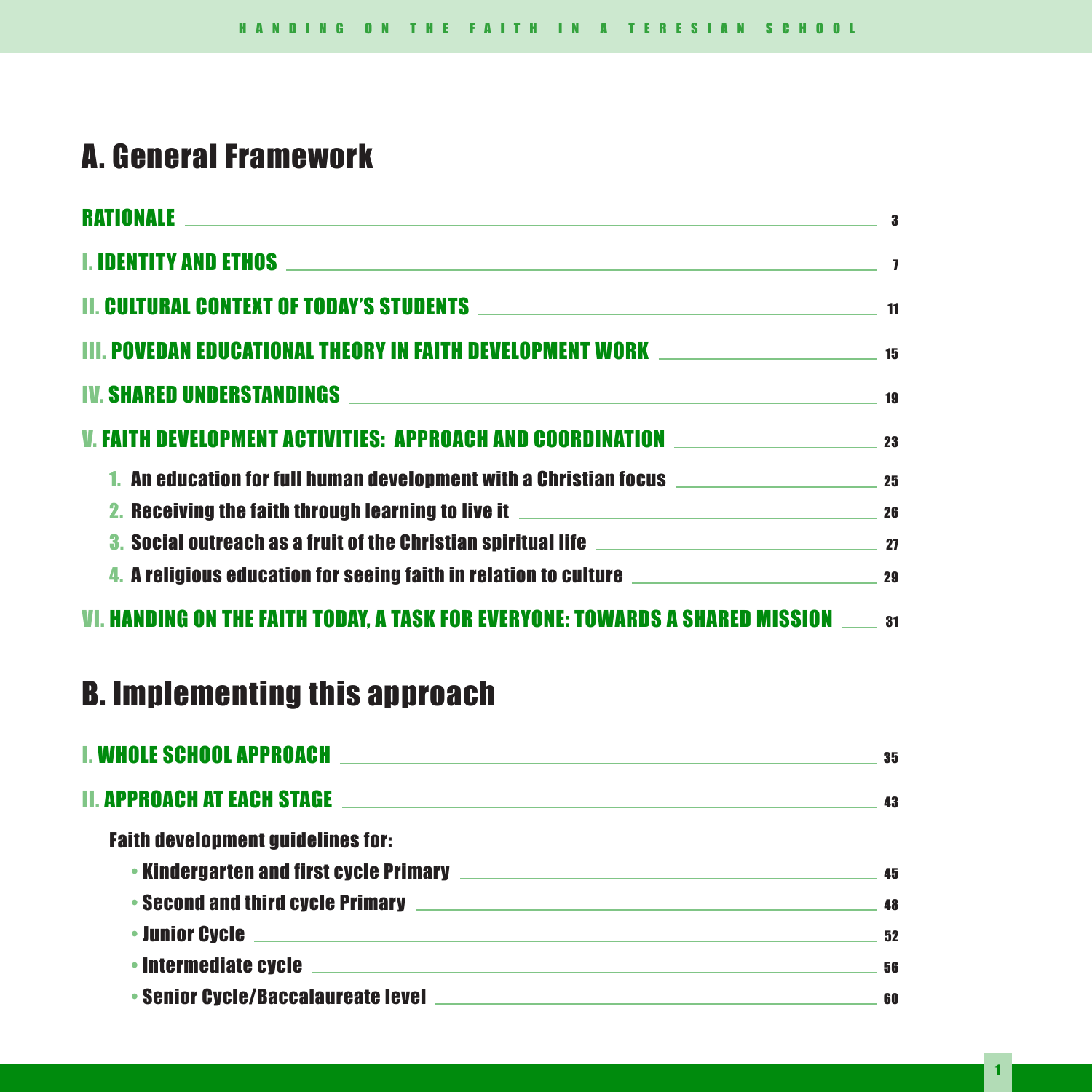# A. General Framework

- **RATIONALE** — 3
- **I. IDENTITY AND ETHOS** — 7
- **II. CULTURAL CONTEXT OF TODAY'S STUDENTS** — 11
- **III. POVEDAN EDUCATIONAL THEORY IN FAITH DEVELOPMENT WORK** — 15
- **IV. SHARED UNDERSTANDINGS** — 19
- **V. FAITH DEVELOPMENT ACTIVITIES: APPROACH AND COORDINATION** — 23
  1. An education for full human development with a Christian focus — 25
  2. Receiving the faith through learning to live it — 26
  3. Social outreach as a fruit of the Christian spiritual life — 27
  4. A religious education for seeing faith in relation to culture — 29
- **VI. HANDING ON THE FAITH TODAY, A TASK FOR EVERYONE: TOWARDS A SHARED MISSION** — 31

# B. Implementing this approach

- **I. WHOLE SCHOOL APPROACH** — 35
- **II. APPROACH AT EACH STAGE** — 43

**Faith development guidelines for:**

- Kindergarten and first cycle Primary — 45
- Second and third cycle Primary — 48
- Junior Cycle — 52
- Intermediate cycle — 56
- Senior Cycle/Baccalaureate level — 60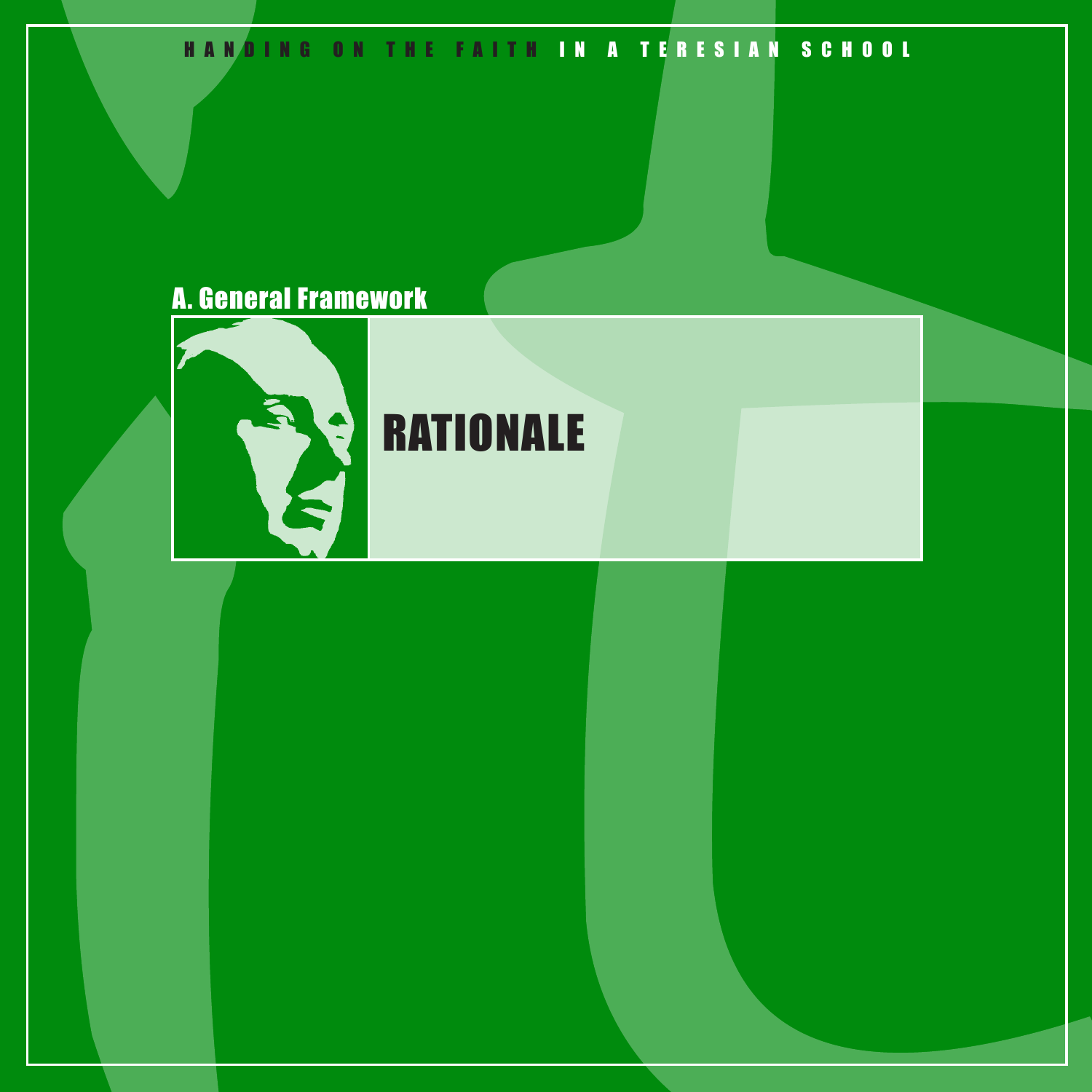## A. General Framework

# RATIONALE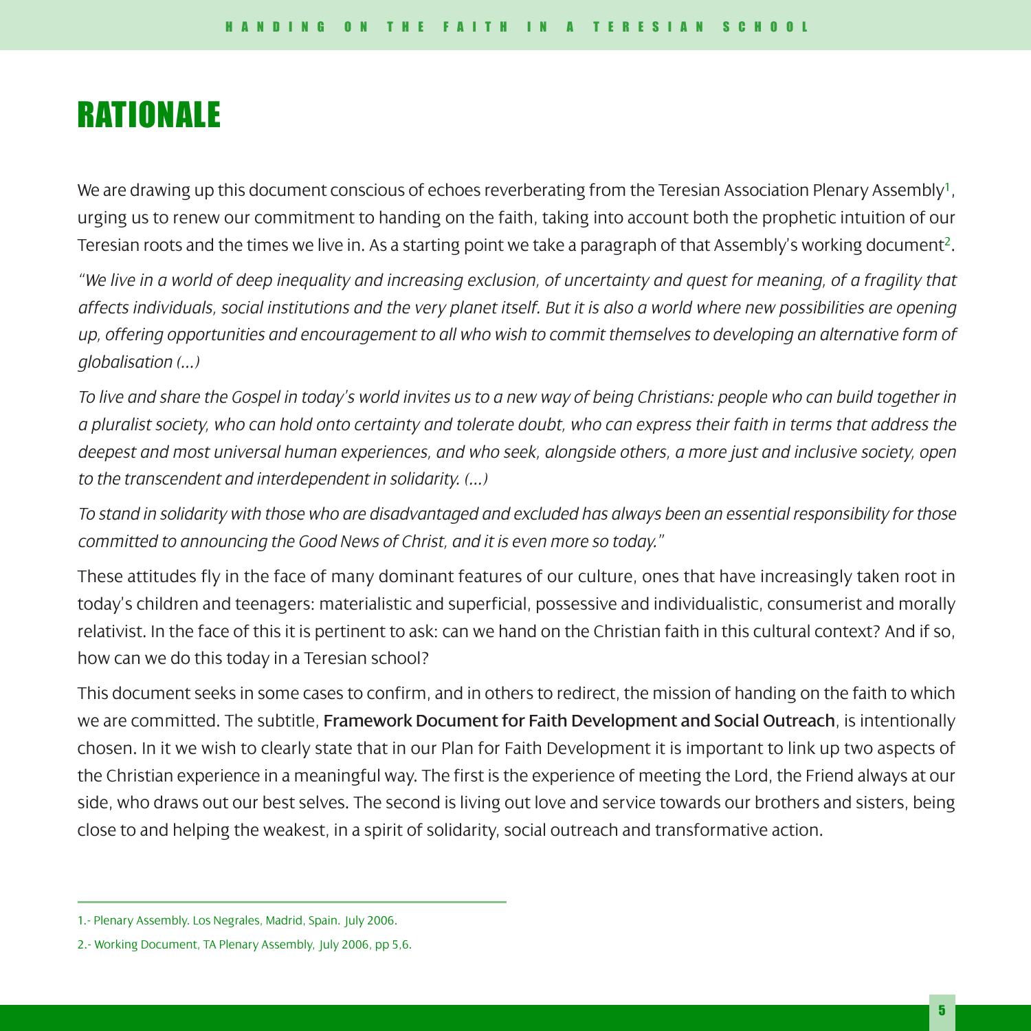# RATIONALE

We are drawing up this document conscious of echoes reverberating from the Teresian Association Plenary Assembly[1], urging us to renew our commitment to handing on the faith, taking into account both the prophetic intuition of our Teresian roots and the times we live in. As a starting point we take a paragraph of that Assembly's working document[2].

*"We live in a world of deep inequality and increasing exclusion, of uncertainty and quest for meaning, of a fragility that affects individuals, social institutions and the very planet itself. But it is also a world where new possibilities are opening up, offering opportunities and encouragement to all who wish to commit themselves to developing an alternative form of globalisation (…)*

*To live and share the Gospel in today's world invites us to a new way of being Christians: people who can build together in a pluralist society, who can hold onto certainty and tolerate doubt, who can express their faith in terms that address the deepest and most universal human experiences, and who seek, alongside others, a more just and inclusive society, open to the transcendent and interdependent in solidarity. (…)*

*To stand in solidarity with those who are disadvantaged and excluded has always been an essential responsibility for those committed to announcing the Good News of Christ, and it is even more so today."*

These attitudes fly in the face of many dominant features of our culture, ones that have increasingly taken root in today's children and teenagers: materialistic and superficial, possessive and individualistic, consumerist and morally relativist. In the face of this it is pertinent to ask: can we hand on the Christian faith in this cultural context? And if so, how can we do this today in a Teresian school?

This document seeks in some cases to confirm, and in others to redirect, the mission of handing on the faith to which we are committed. The subtitle, **Framework Document for Faith Development and Social Outreach**, is intentionally chosen. In it we wish to clearly state that in our Plan for Faith Development it is important to link up two aspects of the Christian experience in a meaningful way. The first is the experience of meeting the Lord, the Friend always at our side, who draws out our best selves. The second is living out love and service towards our brothers and sisters, being close to and helping the weakest, in a spirit of solidarity, social outreach and transformative action.

---

1.- Plenary Assembly. Los Negrales, Madrid, Spain. July 2006.

2.- Working Document, TA Plenary Assembly, July 2006, pp 5,6.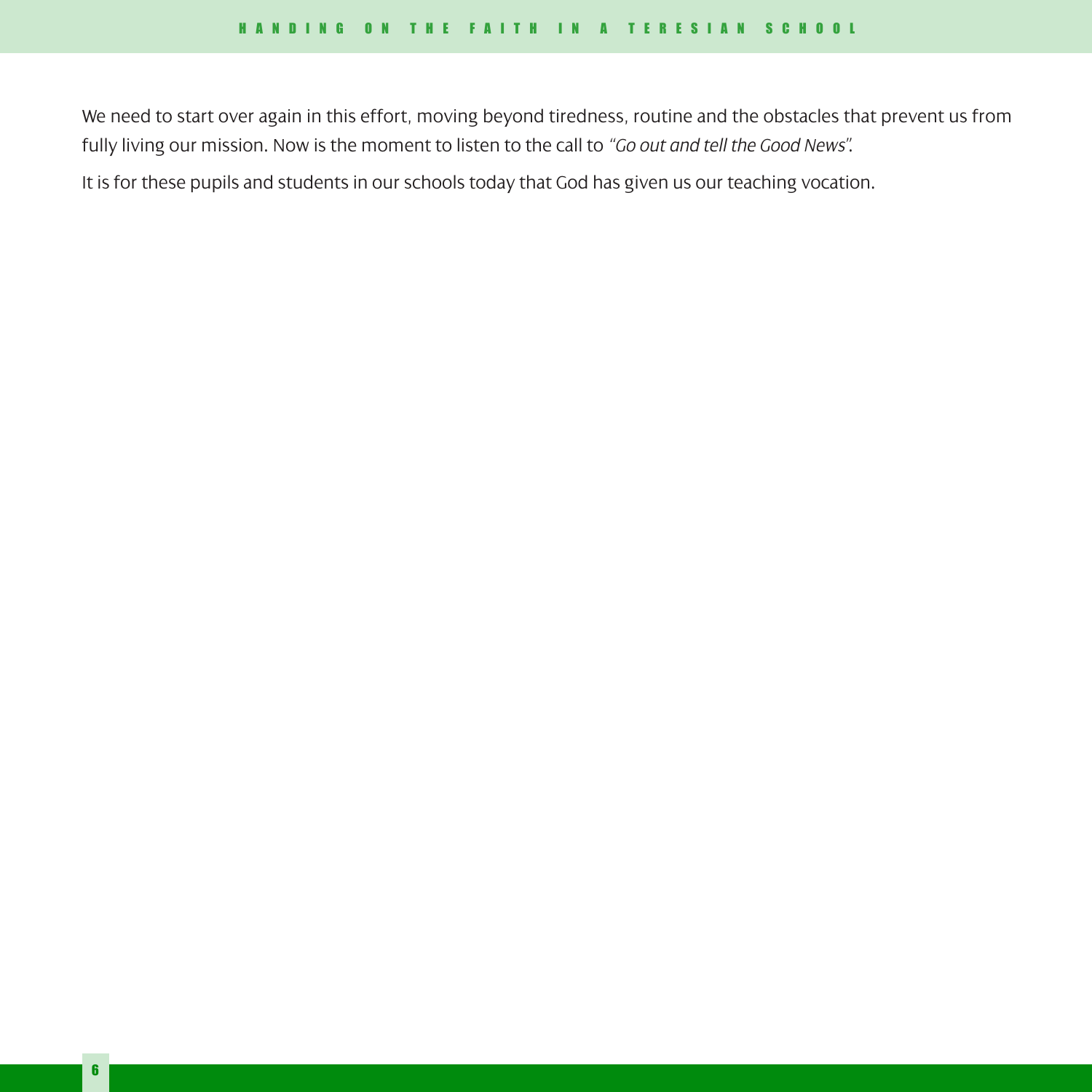We need to start over again in this effort, moving beyond tiredness, routine and the obstacles that prevent us from fully living our mission. Now is the moment to listen to the call to *"Go out and tell the Good News"*.

It is for these pupils and students in our schools today that God has given us our teaching vocation.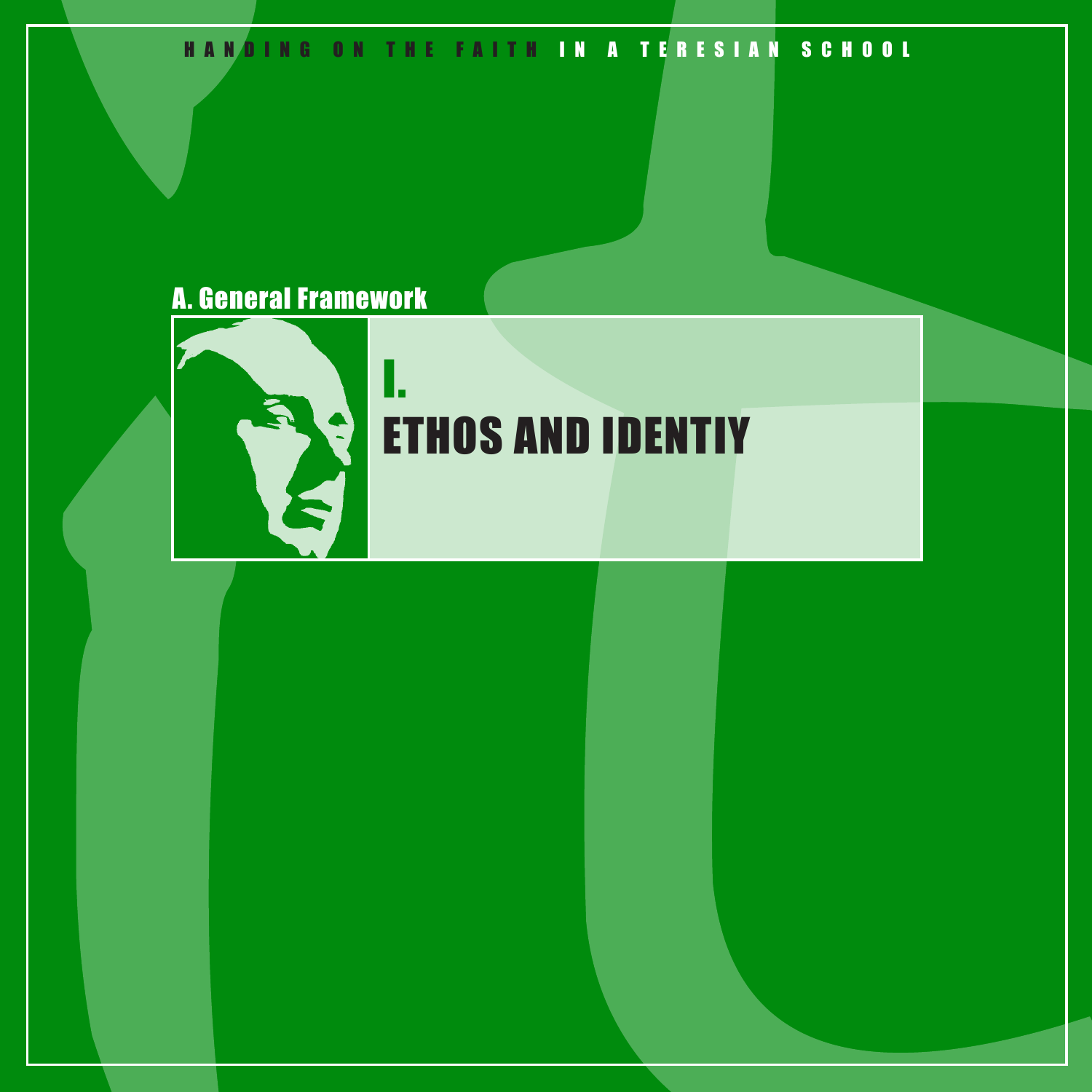## A. General Framework

# I.
# ETHOS AND IDENTIY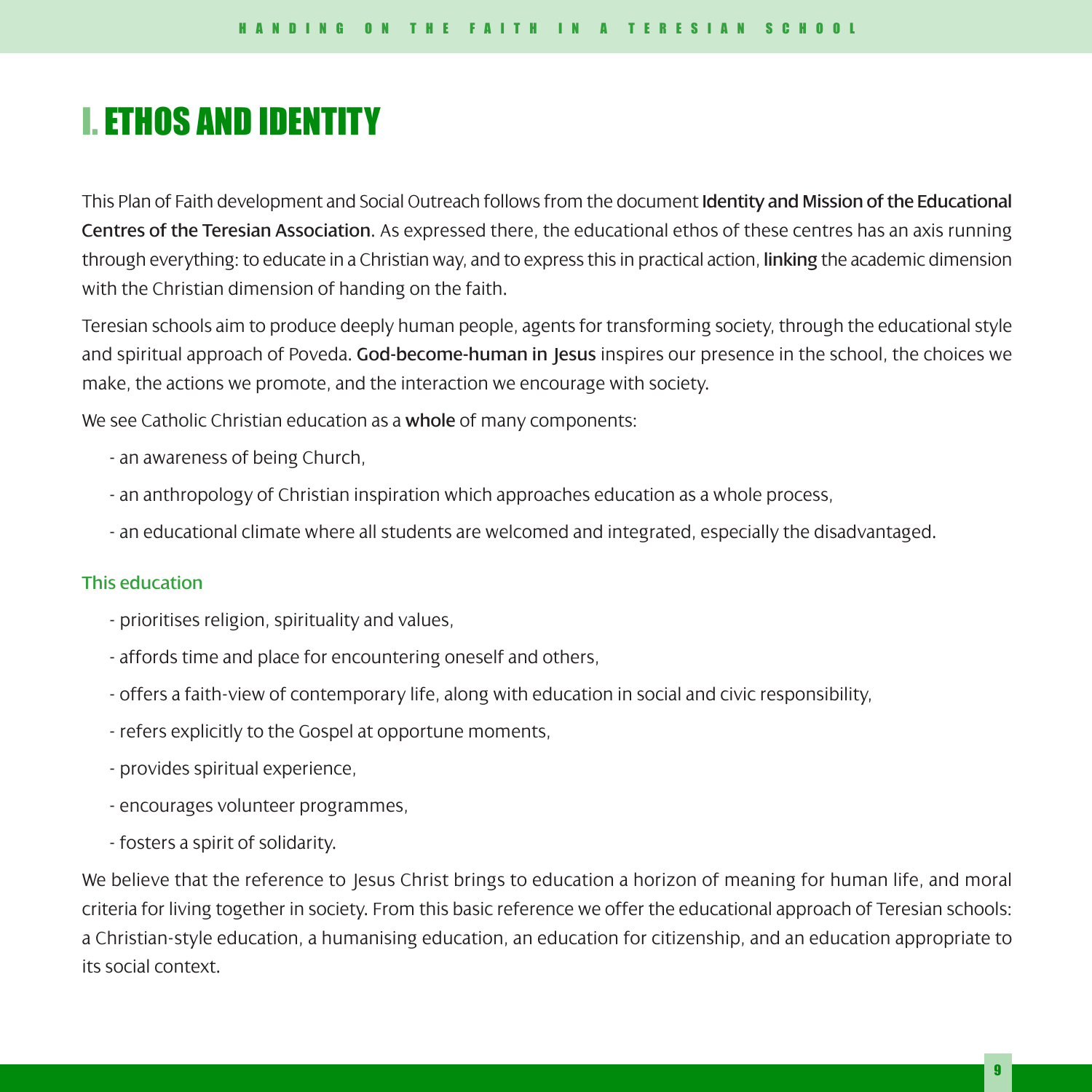# I. ETHOS AND IDENTITY

This Plan of Faith development and Social Outreach follows from the document **Identity and Mission of the Educational Centres of the Teresian Association**. As expressed there, the educational ethos of these centres has an axis running through everything: to educate in a Christian way, and to express this in practical action, **linking** the academic dimension with the Christian dimension of handing on the faith.

Teresian schools aim to produce deeply human people, agents for transforming society, through the educational style and spiritual approach of Poveda. **God-become-human in Jesus** inspires our presence in the school, the choices we make, the actions we promote, and the interaction we encourage with society.

We see Catholic Christian education as a **whole** of many components:

- an awareness of being Church,
- an anthropology of Christian inspiration which approaches education as a whole process,
- an educational climate where all students are welcomed and integrated, especially the disadvantaged.

#### This education

- prioritises religion, spirituality and values,
- affords time and place for encountering oneself and others,
- offers a faith-view of contemporary life, along with education in social and civic responsibility,
- refers explicitly to the Gospel at opportune moments,
- provides spiritual experience,
- encourages volunteer programmes,
- fosters a spirit of solidarity.

We believe that the reference to Jesus Christ brings to education a horizon of meaning for human life, and moral criteria for living together in society. From this basic reference we offer the educational approach of Teresian schools: a Christian-style education, a humanising education, an education for citizenship, and an education appropriate to its social context.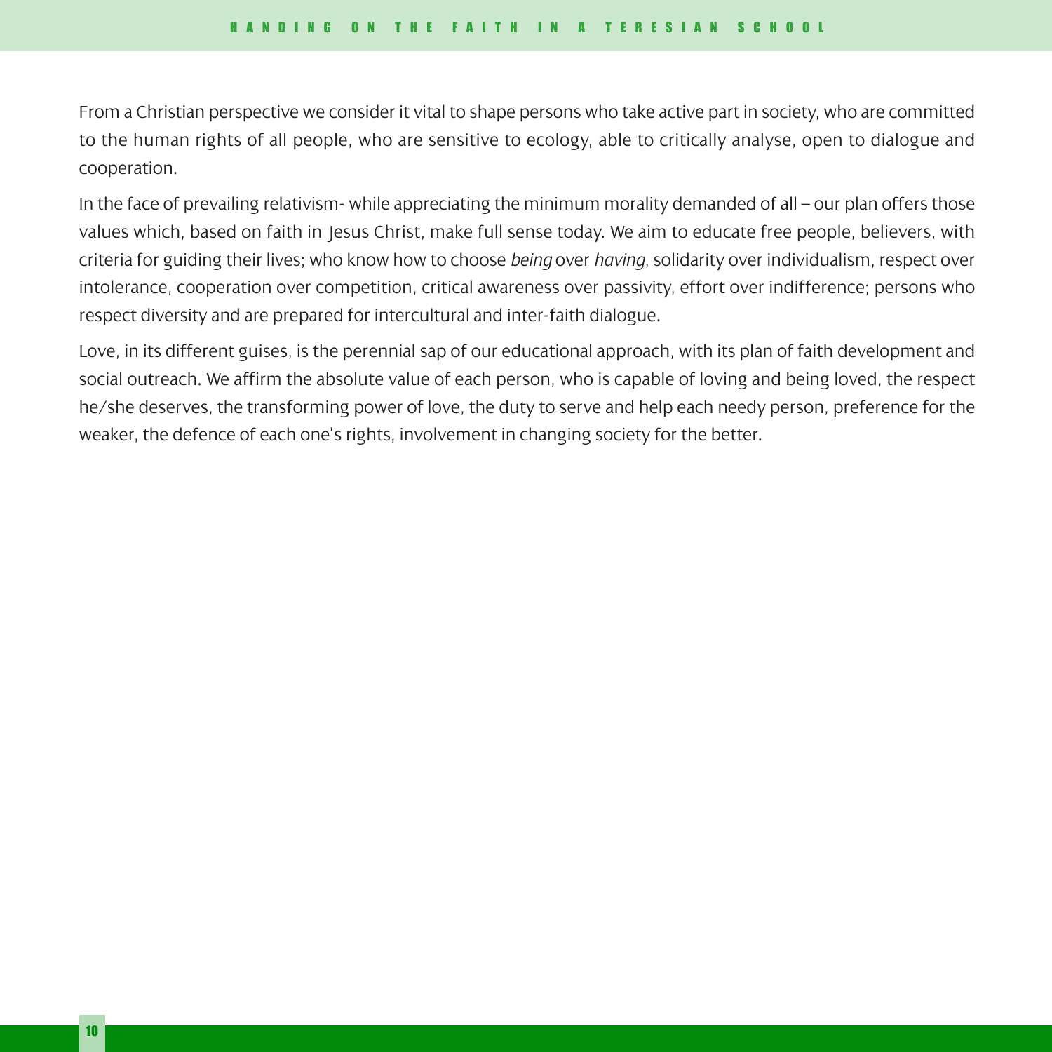From a Christian perspective we consider it vital to shape persons who take active part in society, who are committed to the human rights of all people, who are sensitive to ecology, able to critically analyse, open to dialogue and cooperation.

In the face of prevailing relativism- while appreciating the minimum morality demanded of all – our plan offers those values which, based on faith in Jesus Christ, make full sense today. We aim to educate free people, believers, with criteria for guiding their lives; who know how to choose *being* over *having*, solidarity over individualism, respect over intolerance, cooperation over competition, critical awareness over passivity, effort over indifference; persons who respect diversity and are prepared for intercultural and inter-faith dialogue.

Love, in its different guises, is the perennial sap of our educational approach, with its plan of faith development and social outreach. We affirm the absolute value of each person, who is capable of loving and being loved, the respect he/she deserves, the transforming power of love, the duty to serve and help each needy person, preference for the weaker, the defence of each one's rights, involvement in changing society for the better.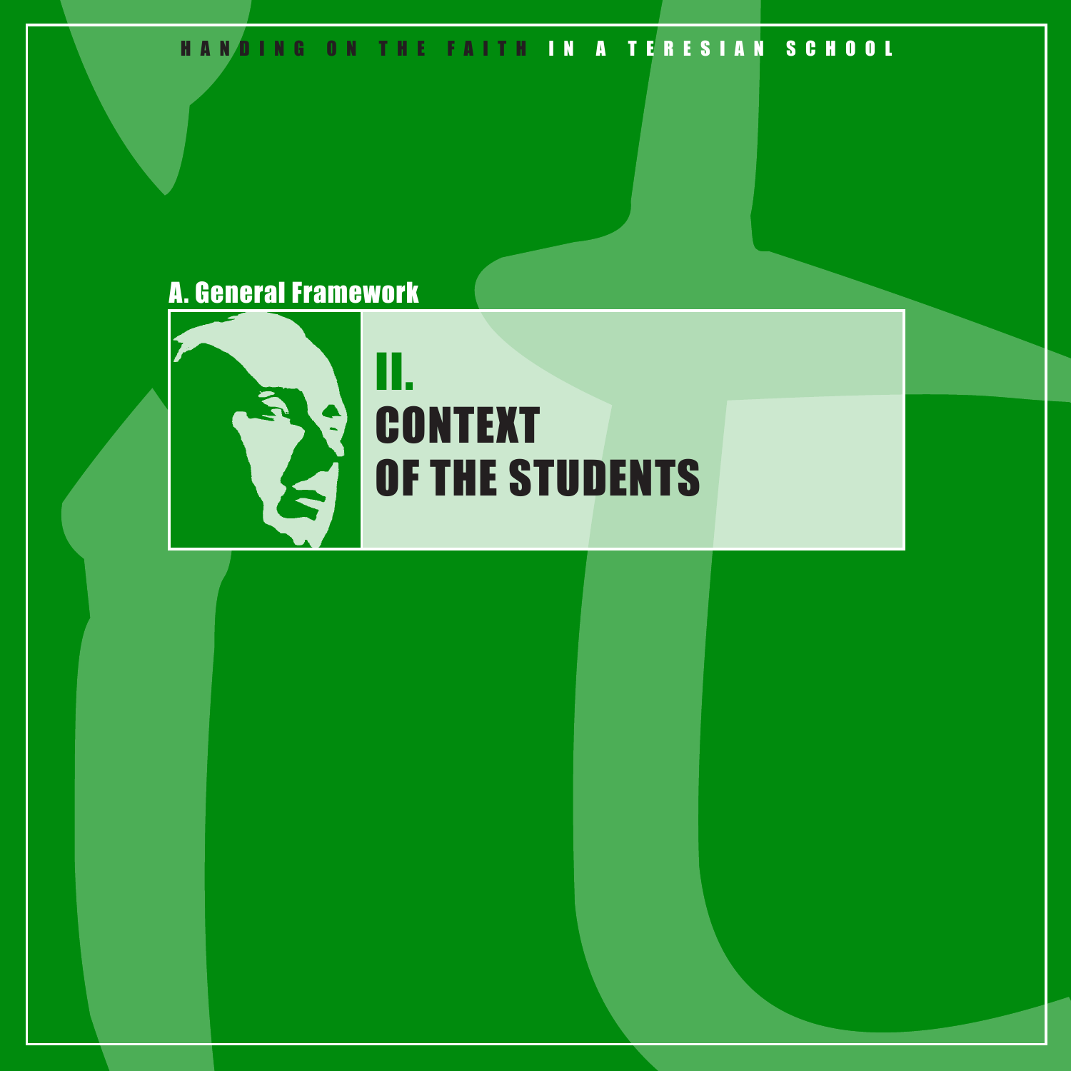## A. General Framework

# II. CONTEXT OF THE STUDENTS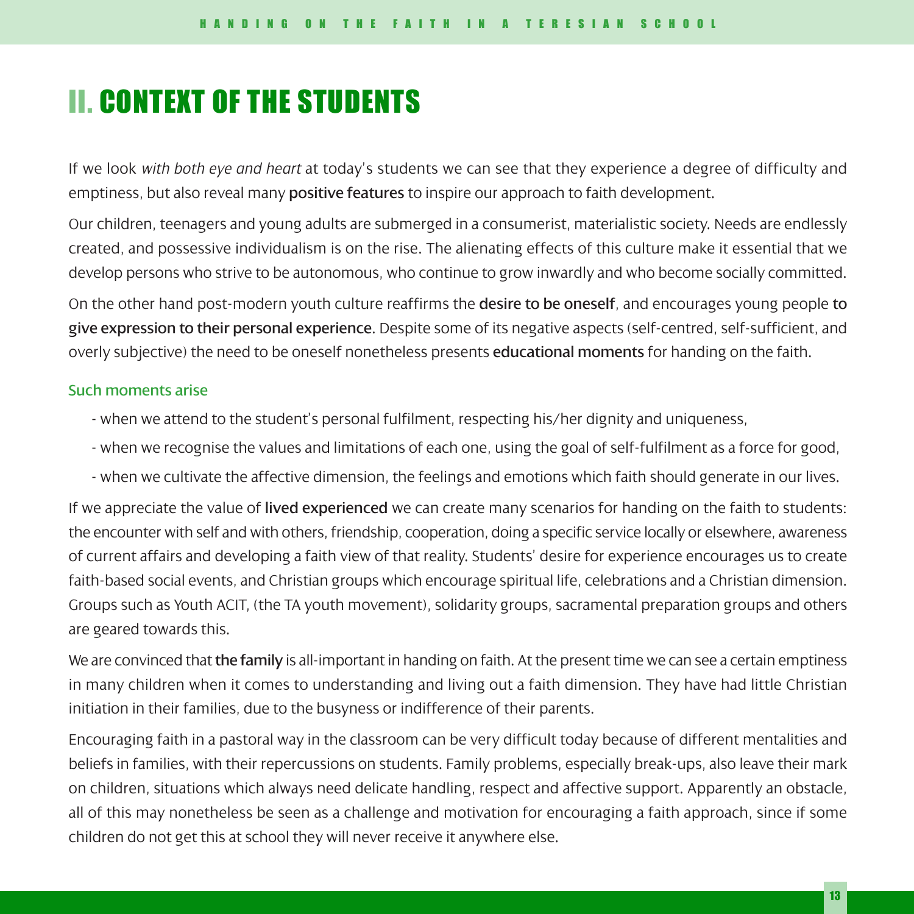# II. CONTEXT OF THE STUDENTS

If we look *with both eye and heart* at today's students we can see that they experience a degree of difficulty and emptiness, but also reveal many **positive features** to inspire our approach to faith development.

Our children, teenagers and young adults are submerged in a consumerist, materialistic society. Needs are endlessly created, and possessive individualism is on the rise. The alienating effects of this culture make it essential that we develop persons who strive to be autonomous, who continue to grow inwardly and who become socially committed.

On the other hand post-modern youth culture reaffirms the **desire to be oneself**, and encourages young people **to give expression to their personal experience**. Despite some of its negative aspects (self-centred, self-sufficient, and overly subjective) the need to be oneself nonetheless presents **educational moments** for handing on the faith.

Such moments arise

- when we attend to the student's personal fulfilment, respecting his/her dignity and uniqueness,
- when we recognise the values and limitations of each one, using the goal of self-fulfilment as a force for good,
- when we cultivate the affective dimension, the feelings and emotions which faith should generate in our lives.

If we appreciate the value of **lived experienced** we can create many scenarios for handing on the faith to students: the encounter with self and with others, friendship, cooperation, doing a specific service locally or elsewhere, awareness of current affairs and developing a faith view of that reality. Students' desire for experience encourages us to create faith-based social events, and Christian groups which encourage spiritual life, celebrations and a Christian dimension. Groups such as Youth ACIT, (the TA youth movement), solidarity groups, sacramental preparation groups and others are geared towards this.

We are convinced that **the family** is all-important in handing on faith. At the present time we can see a certain emptiness in many children when it comes to understanding and living out a faith dimension. They have had little Christian initiation in their families, due to the busyness or indifference of their parents.

Encouraging faith in a pastoral way in the classroom can be very difficult today because of different mentalities and beliefs in families, with their repercussions on students. Family problems, especially break-ups, also leave their mark on children, situations which always need delicate handling, respect and affective support. Apparently an obstacle, all of this may nonetheless be seen as a challenge and motivation for encouraging a faith approach, since if some children do not get this at school they will never receive it anywhere else.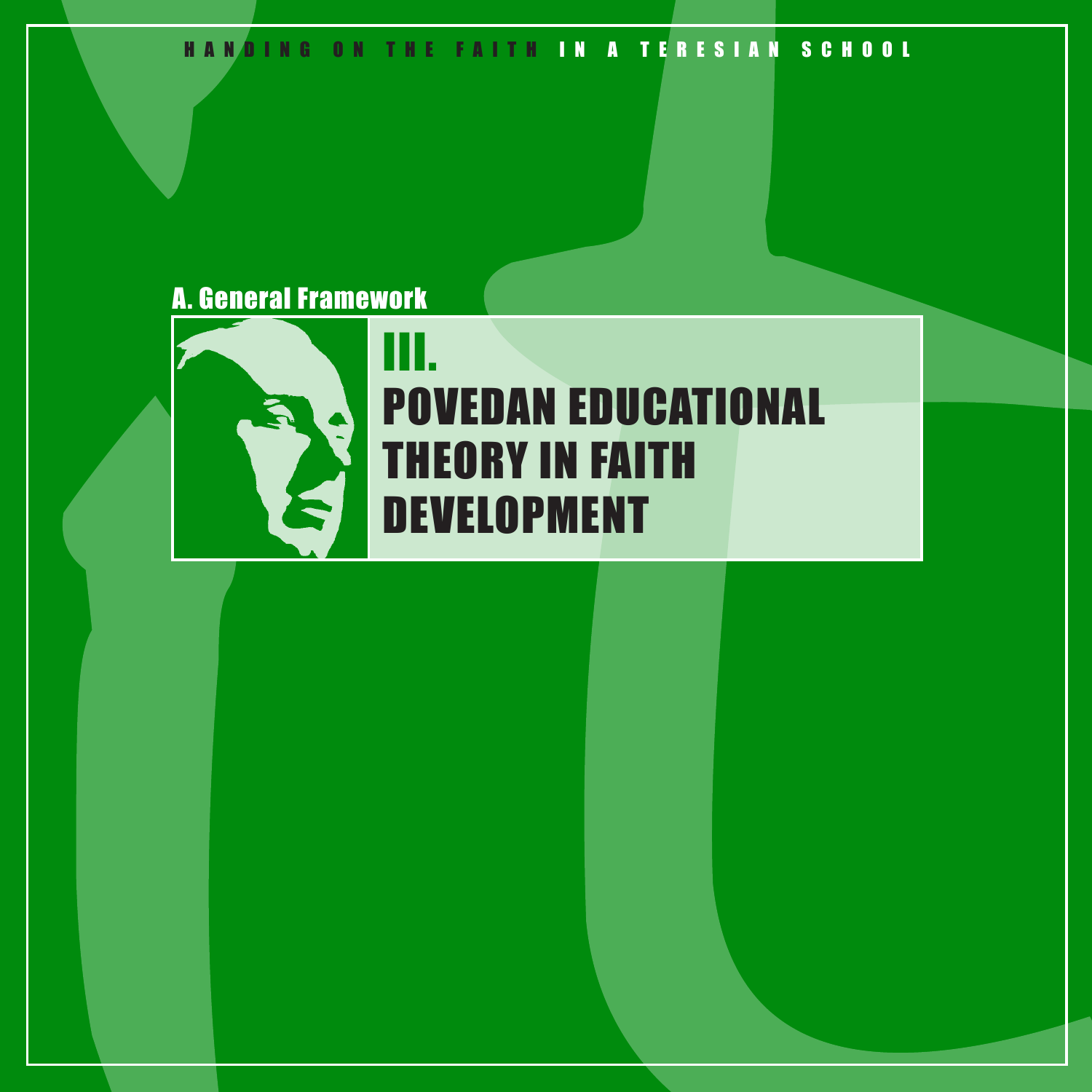A. General Framework

# III. POVEDAN EDUCATIONAL THEORY IN FAITH DEVELOPMENT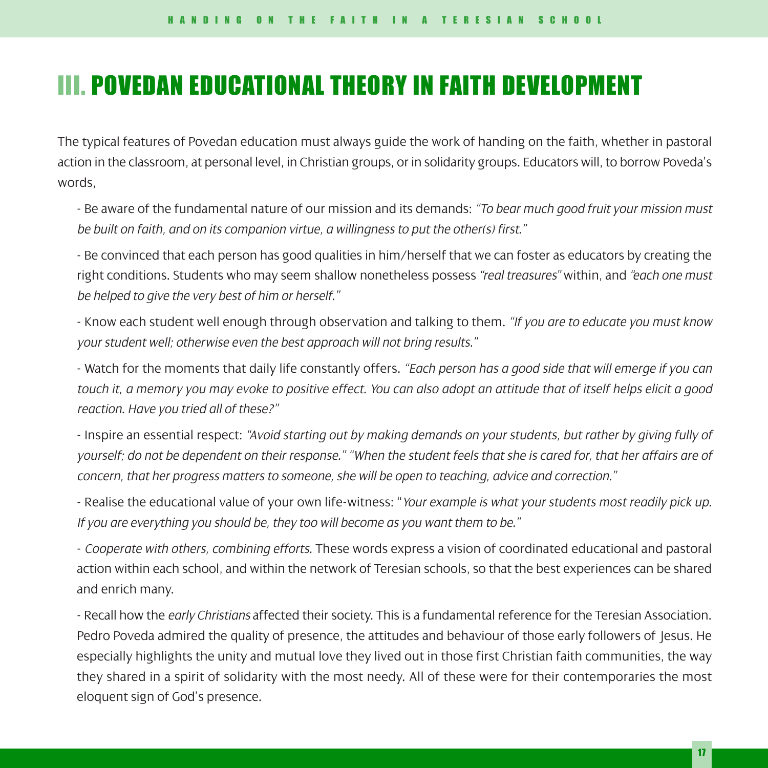# III. POVEDAN EDUCATIONAL THEORY IN FAITH DEVELOPMENT

The typical features of Povedan education must always guide the work of handing on the faith, whether in pastoral action in the classroom, at personal level, in Christian groups, or in solidarity groups. Educators will, to borrow Poveda's words,

- Be aware of the fundamental nature of our mission and its demands: *"To bear much good fruit your mission must be built on faith, and on its companion virtue, a willingness to put the other(s) first."*

- Be convinced that each person has good qualities in him/herself that we can foster as educators by creating the right conditions. Students who may seem shallow nonetheless possess *"real treasures"* within, and *"each one must be helped to give the very best of him or herself."*

- Know each student well enough through observation and talking to them. *"If you are to educate you must know your student well; otherwise even the best approach will not bring results."*

- Watch for the moments that daily life constantly offers. *"Each person has a good side that will emerge if you can touch it, a memory you may evoke to positive effect. You can also adopt an attitude that of itself helps elicit a good reaction. Have you tried all of these?"*

- Inspire an essential respect: *"Avoid starting out by making demands on your students, but rather by giving fully of yourself; do not be dependent on their response." "When the student feels that she is cared for, that her affairs are of concern, that her progress matters to someone, she will be open to teaching, advice and correction."*

- Realise the educational value of your own life-witness: "*Your example is what your students most readily pick up. If you are everything you should be, they too will become as you want them to be."*

- *Cooperate with others, combining efforts.* These words express a vision of coordinated educational and pastoral action within each school, and within the network of Teresian schools, so that the best experiences can be shared and enrich many.

- Recall how the *early Christians* affected their society. This is a fundamental reference for the Teresian Association. Pedro Poveda admired the quality of presence, the attitudes and behaviour of those early followers of Jesus. He especially highlights the unity and mutual love they lived out in those first Christian faith communities, the way they shared in a spirit of solidarity with the most needy. All of these were for their contemporaries the most eloquent sign of God's presence.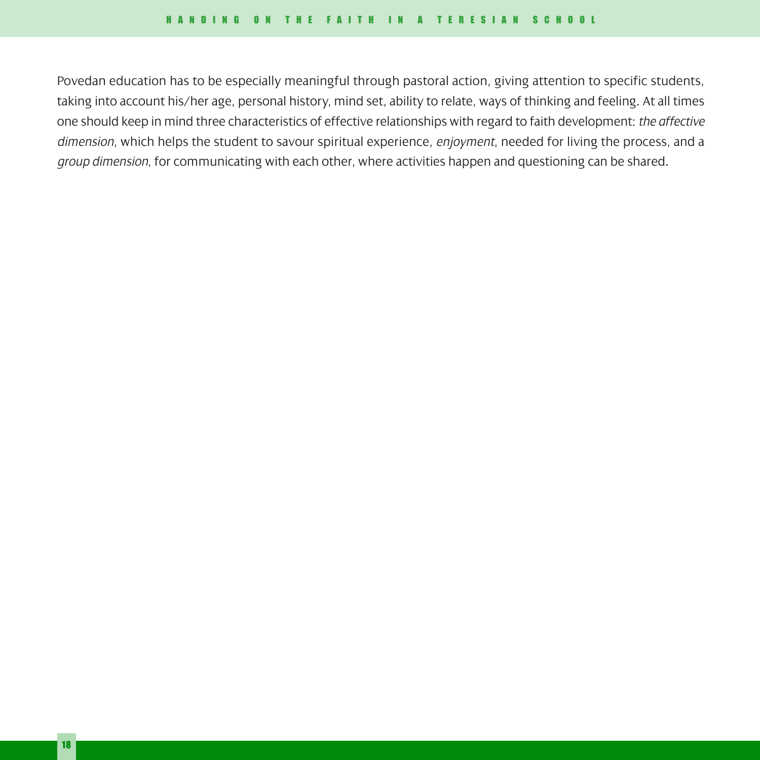Povedan education has to be especially meaningful through pastoral action, giving attention to specific students, taking into account his/her age, personal history, mind set, ability to relate, ways of thinking and feeling. At all times one should keep in mind three characteristics of effective relationships with regard to faith development: *the affective dimension*, which helps the student to savour spiritual experience, *enjoyment*, needed for living the process, and a *group dimension*, for communicating with each other, where activities happen and questioning can be shared.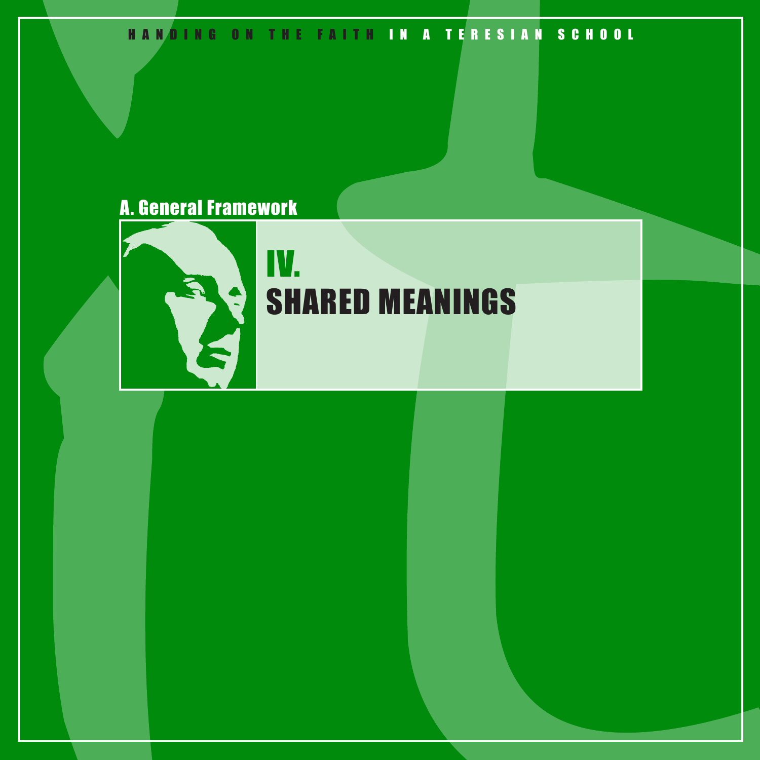## A. General Framework

# IV.
# SHARED MEANINGS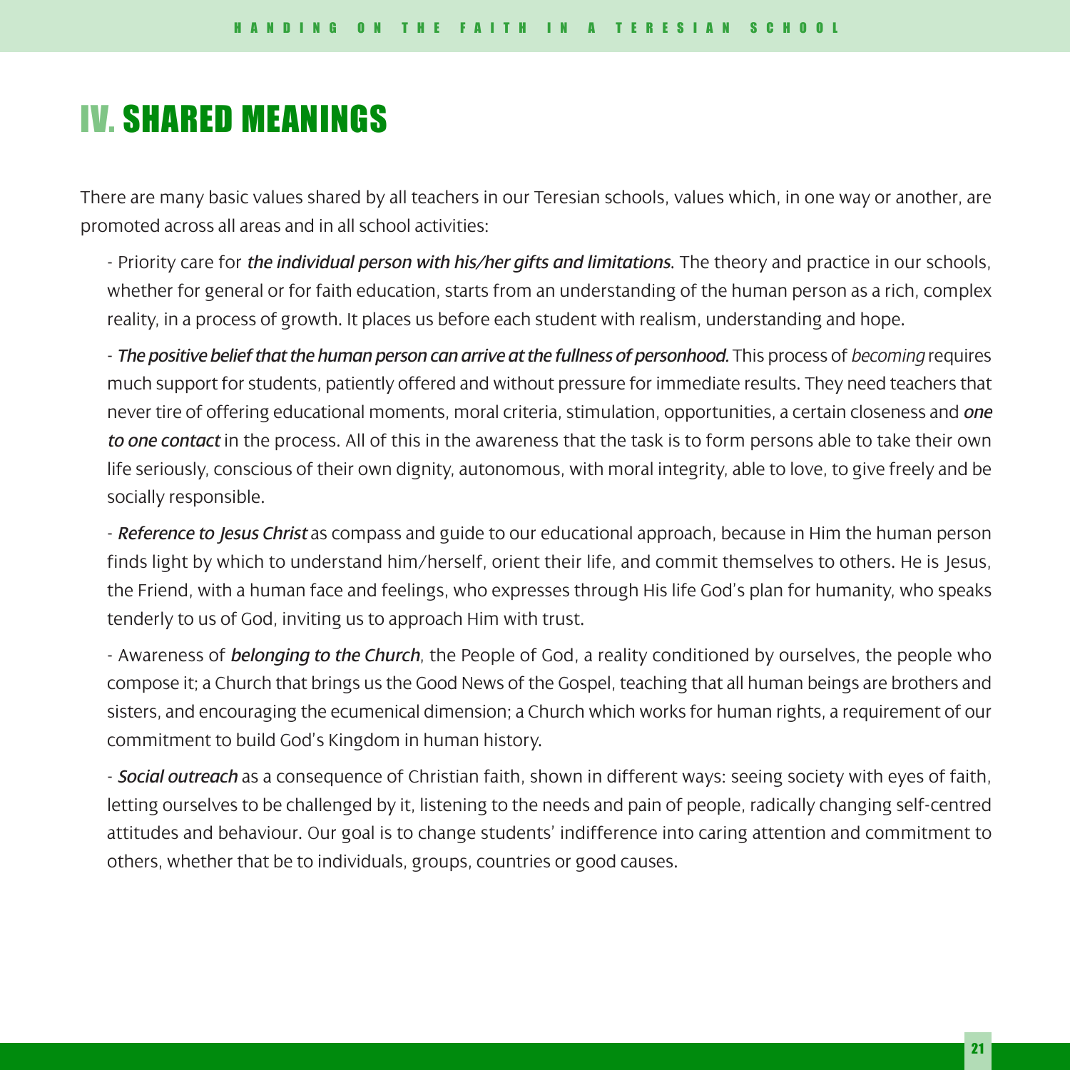# IV. SHARED MEANINGS

There are many basic values shared by all teachers in our Teresian schools, values which, in one way or another, are promoted across all areas and in all school activities:

- Priority care for *the individual person with his/her gifts and limitations*. The theory and practice in our schools, whether for general or for faith education, starts from an understanding of the human person as a rich, complex reality, in a process of growth. It places us before each student with realism, understanding and hope.

- *The positive belief that the human person can arrive at the fullness of personhood.* This process of *becoming* requires much support for students, patiently offered and without pressure for immediate results. They need teachers that never tire of offering educational moments, moral criteria, stimulation, opportunities, a certain closeness and *one to one contact* in the process. All of this in the awareness that the task is to form persons able to take their own life seriously, conscious of their own dignity, autonomous, with moral integrity, able to love, to give freely and be socially responsible.

- *Reference to Jesus Christ* as compass and guide to our educational approach, because in Him the human person finds light by which to understand him/herself, orient their life, and commit themselves to others. He is Jesus, the Friend, with a human face and feelings, who expresses through His life God's plan for humanity, who speaks tenderly to us of God, inviting us to approach Him with trust.

- Awareness of *belonging to the Church*, the People of God, a reality conditioned by ourselves, the people who compose it; a Church that brings us the Good News of the Gospel, teaching that all human beings are brothers and sisters, and encouraging the ecumenical dimension; a Church which works for human rights, a requirement of our commitment to build God's Kingdom in human history.

- *Social outreach* as a consequence of Christian faith, shown in different ways: seeing society with eyes of faith, letting ourselves to be challenged by it, listening to the needs and pain of people, radically changing self-centred attitudes and behaviour. Our goal is to change students' indifference into caring attention and commitment to others, whether that be to individuals, groups, countries or good causes.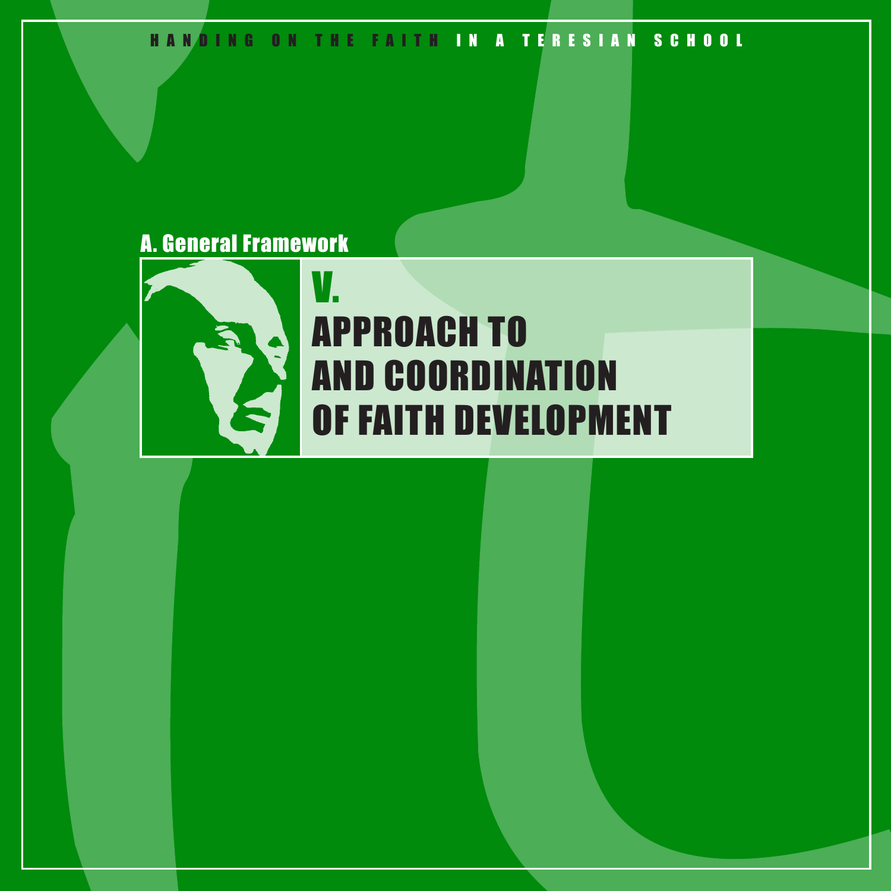## A. General Framework

# V. APPROACH TO AND COORDINATION OF FAITH DEVELOPMENT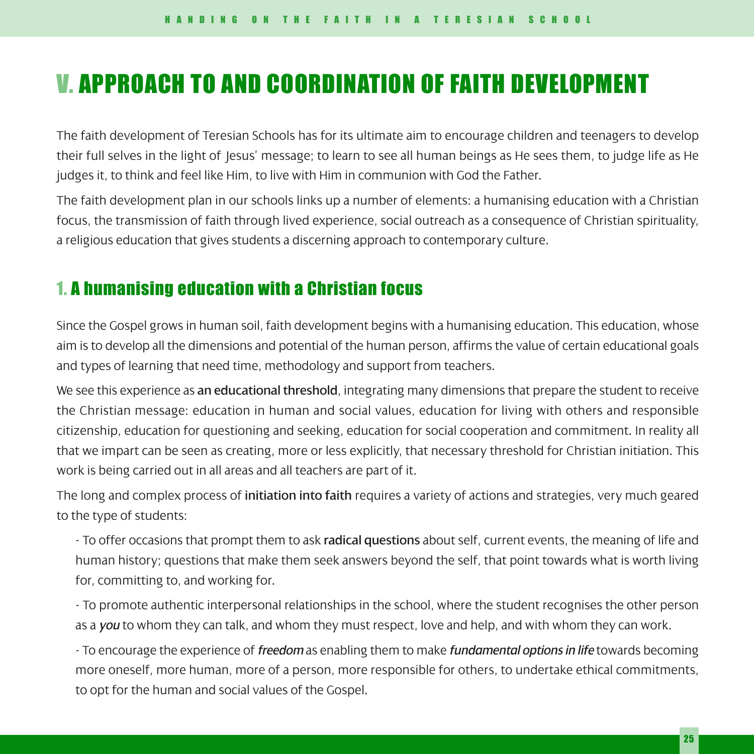# V. APPROACH TO AND COORDINATION OF FAITH DEVELOPMENT

The faith development of Teresian Schools has for its ultimate aim to encourage children and teenagers to develop their full selves in the light of Jesus' message; to learn to see all human beings as He sees them, to judge life as He judges it, to think and feel like Him, to live with Him in communion with God the Father.

The faith development plan in our schools links up a number of elements: a humanising education with a Christian focus, the transmission of faith through lived experience, social outreach as a consequence of Christian spirituality, a religious education that gives students a discerning approach to contemporary culture.

## 1. A humanising education with a Christian focus

Since the Gospel grows in human soil, faith development begins with a humanising education. This education, whose aim is to develop all the dimensions and potential of the human person, affirms the value of certain educational goals and types of learning that need time, methodology and support from teachers.

We see this experience as **an educational threshold**, integrating many dimensions that prepare the student to receive the Christian message: education in human and social values, education for living with others and responsible citizenship, education for questioning and seeking, education for social cooperation and commitment. In reality all that we impart can be seen as creating, more or less explicitly, that necessary threshold for Christian initiation. This work is being carried out in all areas and all teachers are part of it.

The long and complex process of **initiation into faith** requires a variety of actions and strategies, very much geared to the type of students:

- To offer occasions that prompt them to ask **radical questions** about self, current events, the meaning of life and human history; questions that make them seek answers beyond the self, that point towards what is worth living for, committing to, and working for.

- To promote authentic interpersonal relationships in the school, where the student recognises the other person as a *you* to whom they can talk, and whom they must respect, love and help, and with whom they can work.

- To encourage the experience of *freedom* as enabling them to make *fundamental options in life* towards becoming more oneself, more human, more of a person, more responsible for others, to undertake ethical commitments, to opt for the human and social values of the Gospel.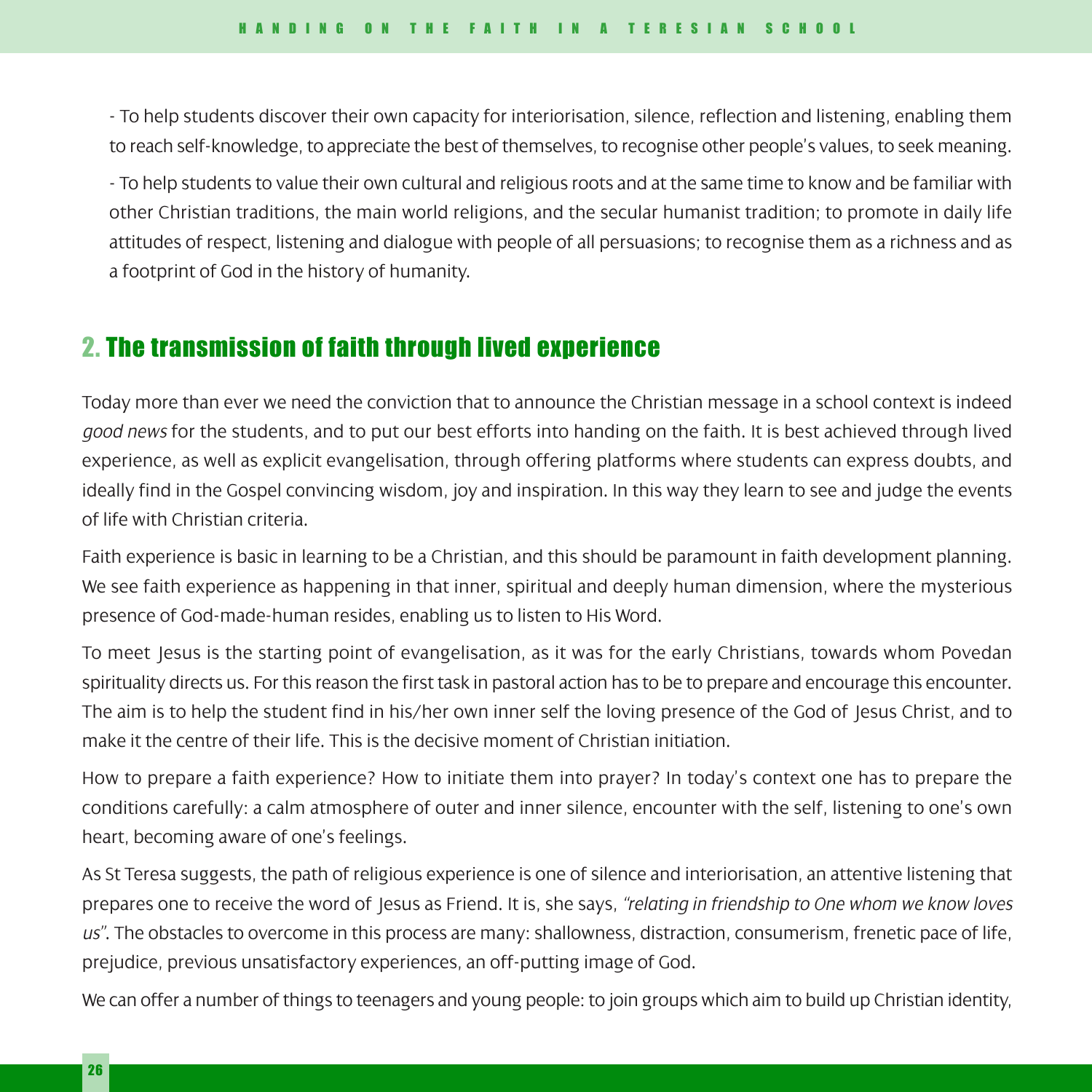- To help students discover their own capacity for interiorisation, silence, reflection and listening, enabling them to reach self-knowledge, to appreciate the best of themselves, to recognise other people's values, to seek meaning.

- To help students to value their own cultural and religious roots and at the same time to know and be familiar with other Christian traditions, the main world religions, and the secular humanist tradition; to promote in daily life attitudes of respect, listening and dialogue with people of all persuasions; to recognise them as a richness and as a footprint of God in the history of humanity.

## 2. The transmission of faith through lived experience

Today more than ever we need the conviction that to announce the Christian message in a school context is indeed *good news* for the students, and to put our best efforts into handing on the faith. It is best achieved through lived experience, as well as explicit evangelisation, through offering platforms where students can express doubts, and ideally find in the Gospel convincing wisdom, joy and inspiration. In this way they learn to see and judge the events of life with Christian criteria.

Faith experience is basic in learning to be a Christian, and this should be paramount in faith development planning. We see faith experience as happening in that inner, spiritual and deeply human dimension, where the mysterious presence of God-made-human resides, enabling us to listen to His Word.

To meet Jesus is the starting point of evangelisation, as it was for the early Christians, towards whom Povedan spirituality directs us. For this reason the first task in pastoral action has to be to prepare and encourage this encounter. The aim is to help the student find in his/her own inner self the loving presence of the God of Jesus Christ, and to make it the centre of their life. This is the decisive moment of Christian initiation.

How to prepare a faith experience? How to initiate them into prayer? In today's context one has to prepare the conditions carefully: a calm atmosphere of outer and inner silence, encounter with the self, listening to one's own heart, becoming aware of one's feelings.

As St Teresa suggests, the path of religious experience is one of silence and interiorisation, an attentive listening that prepares one to receive the word of Jesus as Friend. It is, she says, *"relating in friendship to One whom we know loves us"*. The obstacles to overcome in this process are many: shallowness, distraction, consumerism, frenetic pace of life, prejudice, previous unsatisfactory experiences, an off-putting image of God.

We can offer a number of things to teenagers and young people: to join groups which aim to build up Christian identity,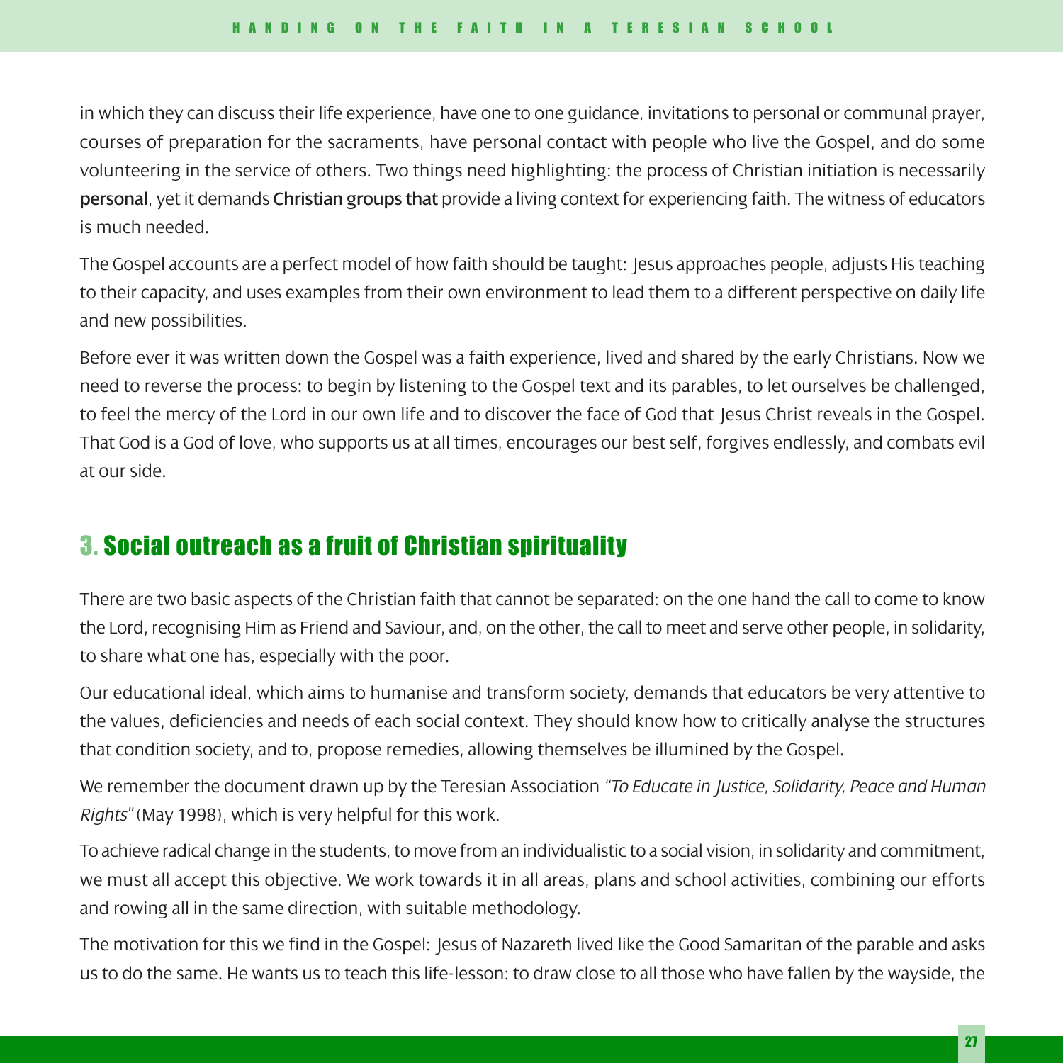in which they can discuss their life experience, have one to one guidance, invitations to personal or communal prayer, courses of preparation for the sacraments, have personal contact with people who live the Gospel, and do some volunteering in the service of others. Two things need highlighting: the process of Christian initiation is necessarily **personal**, yet it demands **Christian groups that** provide a living context for experiencing faith. The witness of educators is much needed.

The Gospel accounts are a perfect model of how faith should be taught: Jesus approaches people, adjusts His teaching to their capacity, and uses examples from their own environment to lead them to a different perspective on daily life and new possibilities.

Before ever it was written down the Gospel was a faith experience, lived and shared by the early Christians. Now we need to reverse the process: to begin by listening to the Gospel text and its parables, to let ourselves be challenged, to feel the mercy of the Lord in our own life and to discover the face of God that Jesus Christ reveals in the Gospel. That God is a God of love, who supports us at all times, encourages our best self, forgives endlessly, and combats evil at our side.

## 3. Social outreach as a fruit of Christian spirituality

There are two basic aspects of the Christian faith that cannot be separated: on the one hand the call to come to know the Lord, recognising Him as Friend and Saviour, and, on the other, the call to meet and serve other people, in solidarity, to share what one has, especially with the poor.

Our educational ideal, which aims to humanise and transform society, demands that educators be very attentive to the values, deficiencies and needs of each social context. They should know how to critically analyse the structures that condition society, and to, propose remedies, allowing themselves be illumined by the Gospel.

We remember the document drawn up by the Teresian Association *"To Educate in Justice, Solidarity, Peace and Human Rights"* (May 1998), which is very helpful for this work.

To achieve radical change in the students, to move from an individualistic to a social vision, in solidarity and commitment, we must all accept this objective. We work towards it in all areas, plans and school activities, combining our efforts and rowing all in the same direction, with suitable methodology.

The motivation for this we find in the Gospel: Jesus of Nazareth lived like the Good Samaritan of the parable and asks us to do the same. He wants us to teach this life-lesson: to draw close to all those who have fallen by the wayside, the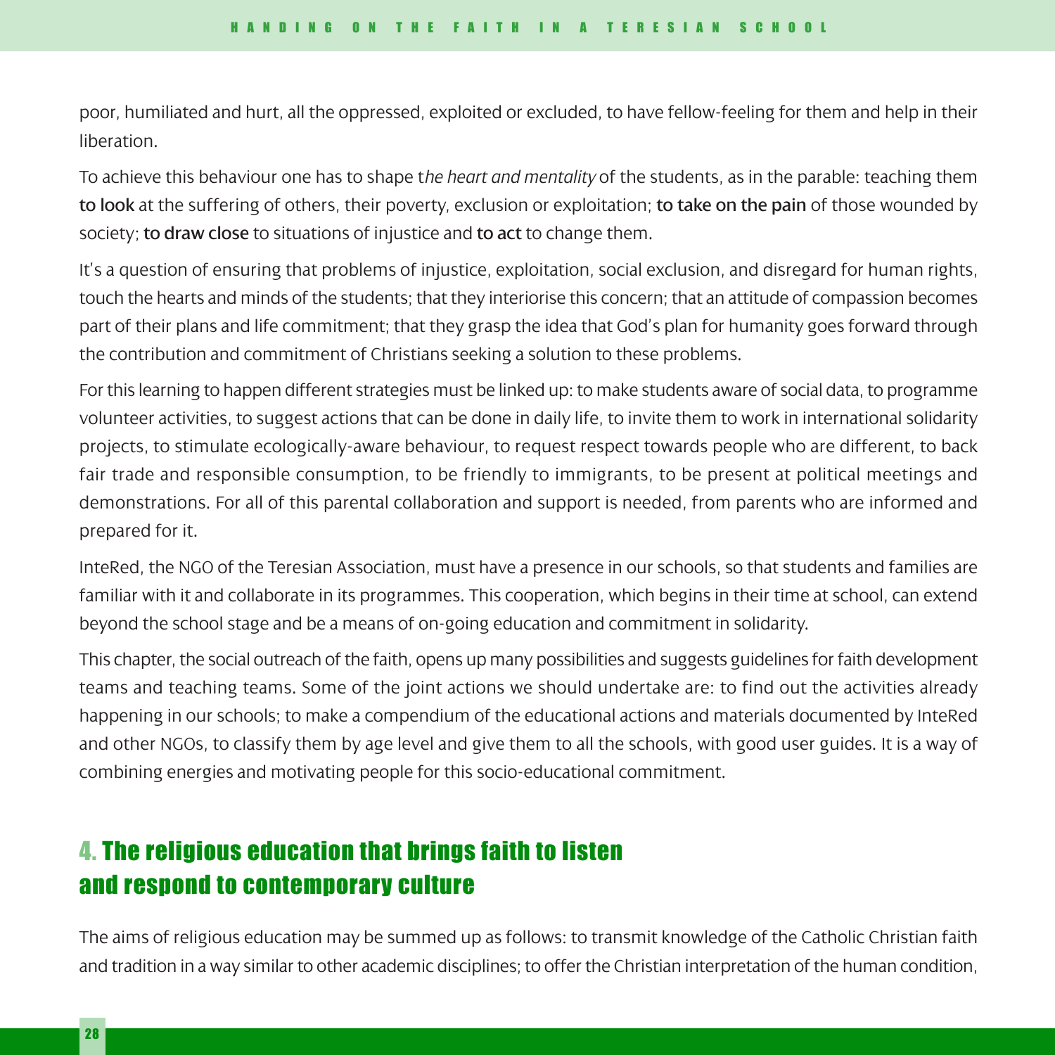poor, humiliated and hurt, all the oppressed, exploited or excluded, to have fellow-feeling for them and help in their liberation.

To achieve this behaviour one has to shape t*he heart and mentality* of the students, as in the parable: teaching them **to look** at the suffering of others, their poverty, exclusion or exploitation; **to take on the pain** of those wounded by society; **to draw close** to situations of injustice and **to act** to change them.

It's a question of ensuring that problems of injustice, exploitation, social exclusion, and disregard for human rights, touch the hearts and minds of the students; that they interiorise this concern; that an attitude of compassion becomes part of their plans and life commitment; that they grasp the idea that God's plan for humanity goes forward through the contribution and commitment of Christians seeking a solution to these problems.

For this learning to happen different strategies must be linked up: to make students aware of social data, to programme volunteer activities, to suggest actions that can be done in daily life, to invite them to work in international solidarity projects, to stimulate ecologically-aware behaviour, to request respect towards people who are different, to back fair trade and responsible consumption, to be friendly to immigrants, to be present at political meetings and demonstrations. For all of this parental collaboration and support is needed, from parents who are informed and prepared for it.

InteRed, the NGO of the Teresian Association, must have a presence in our schools, so that students and families are familiar with it and collaborate in its programmes. This cooperation, which begins in their time at school, can extend beyond the school stage and be a means of on-going education and commitment in solidarity.

This chapter, the social outreach of the faith, opens up many possibilities and suggests guidelines for faith development teams and teaching teams. Some of the joint actions we should undertake are: to find out the activities already happening in our schools; to make a compendium of the educational actions and materials documented by InteRed and other NGOs, to classify them by age level and give them to all the schools, with good user guides. It is a way of combining energies and motivating people for this socio-educational commitment.

## 4. The religious education that brings faith to listen and respond to contemporary culture

The aims of religious education may be summed up as follows: to transmit knowledge of the Catholic Christian faith and tradition in a way similar to other academic disciplines; to offer the Christian interpretation of the human condition,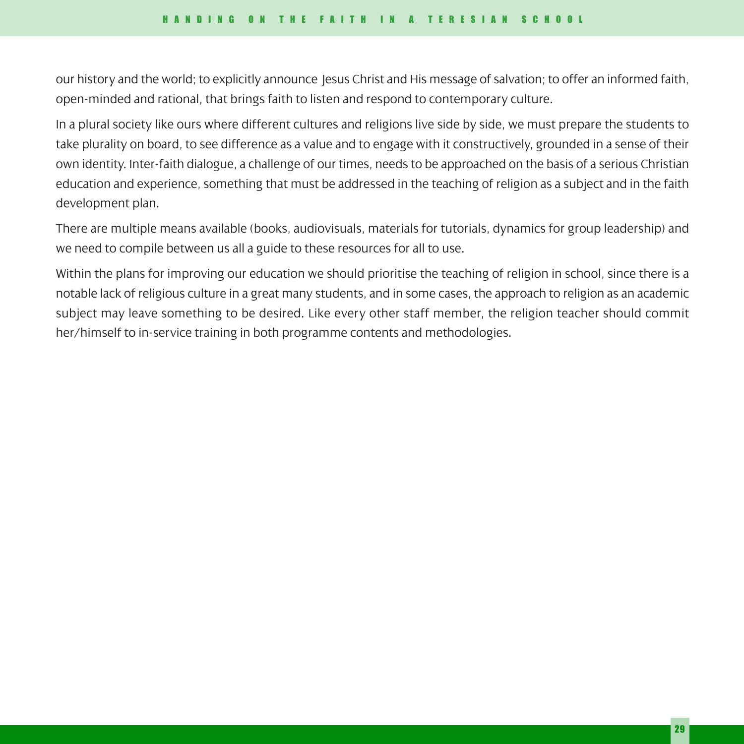our history and the world; to explicitly announce Jesus Christ and His message of salvation; to offer an informed faith, open-minded and rational, that brings faith to listen and respond to contemporary culture.

In a plural society like ours where different cultures and religions live side by side, we must prepare the students to take plurality on board, to see difference as a value and to engage with it constructively, grounded in a sense of their own identity. Inter-faith dialogue, a challenge of our times, needs to be approached on the basis of a serious Christian education and experience, something that must be addressed in the teaching of religion as a subject and in the faith development plan.

There are multiple means available (books, audiovisuals, materials for tutorials, dynamics for group leadership) and we need to compile between us all a guide to these resources for all to use.

Within the plans for improving our education we should prioritise the teaching of religion in school, since there is a notable lack of religious culture in a great many students, and in some cases, the approach to religion as an academic subject may leave something to be desired. Like every other staff member, the religion teacher should commit her/himself to in-service training in both programme contents and methodologies.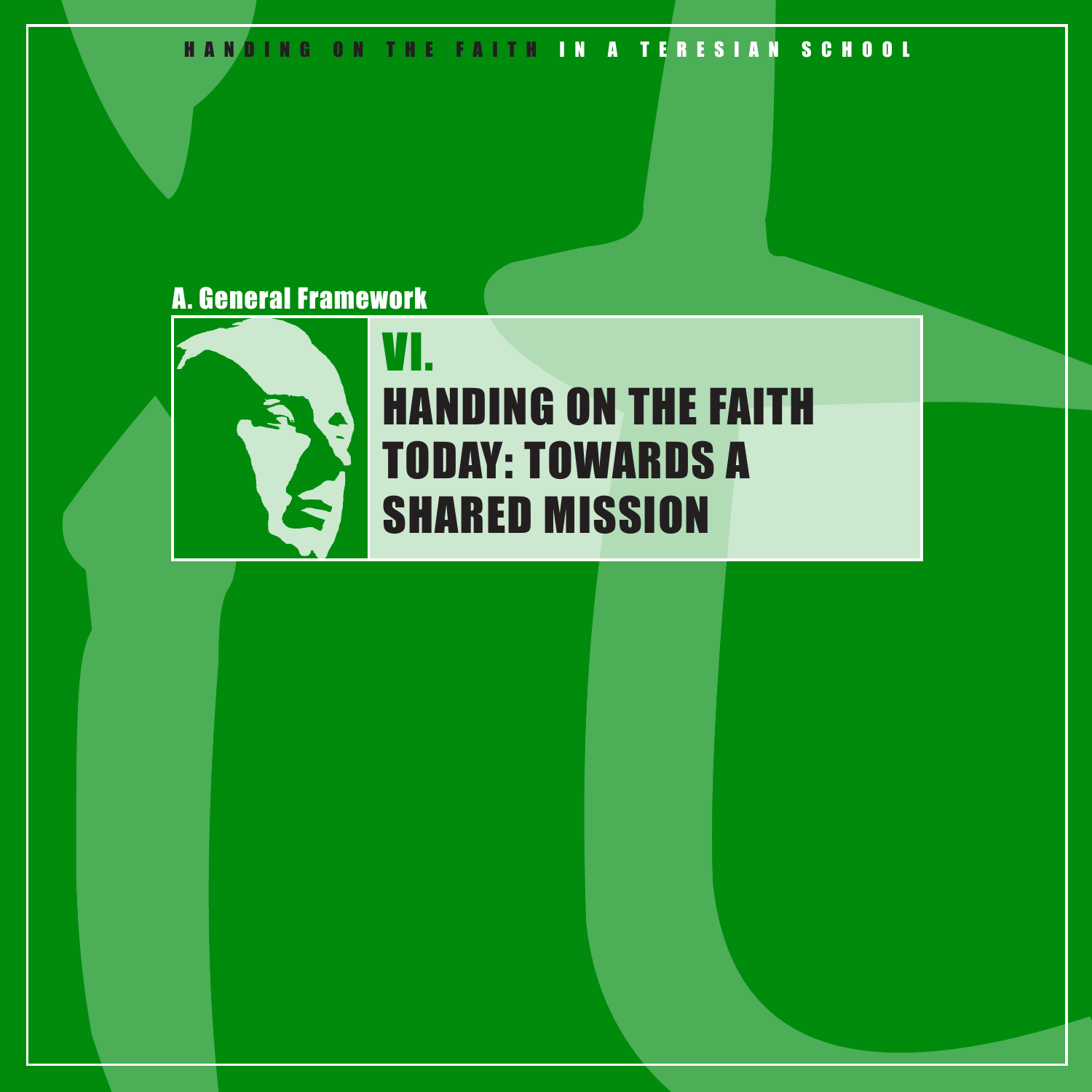## A. General Framework

# VI. HANDING ON THE FAITH TODAY: TOWARDS A SHARED MISSION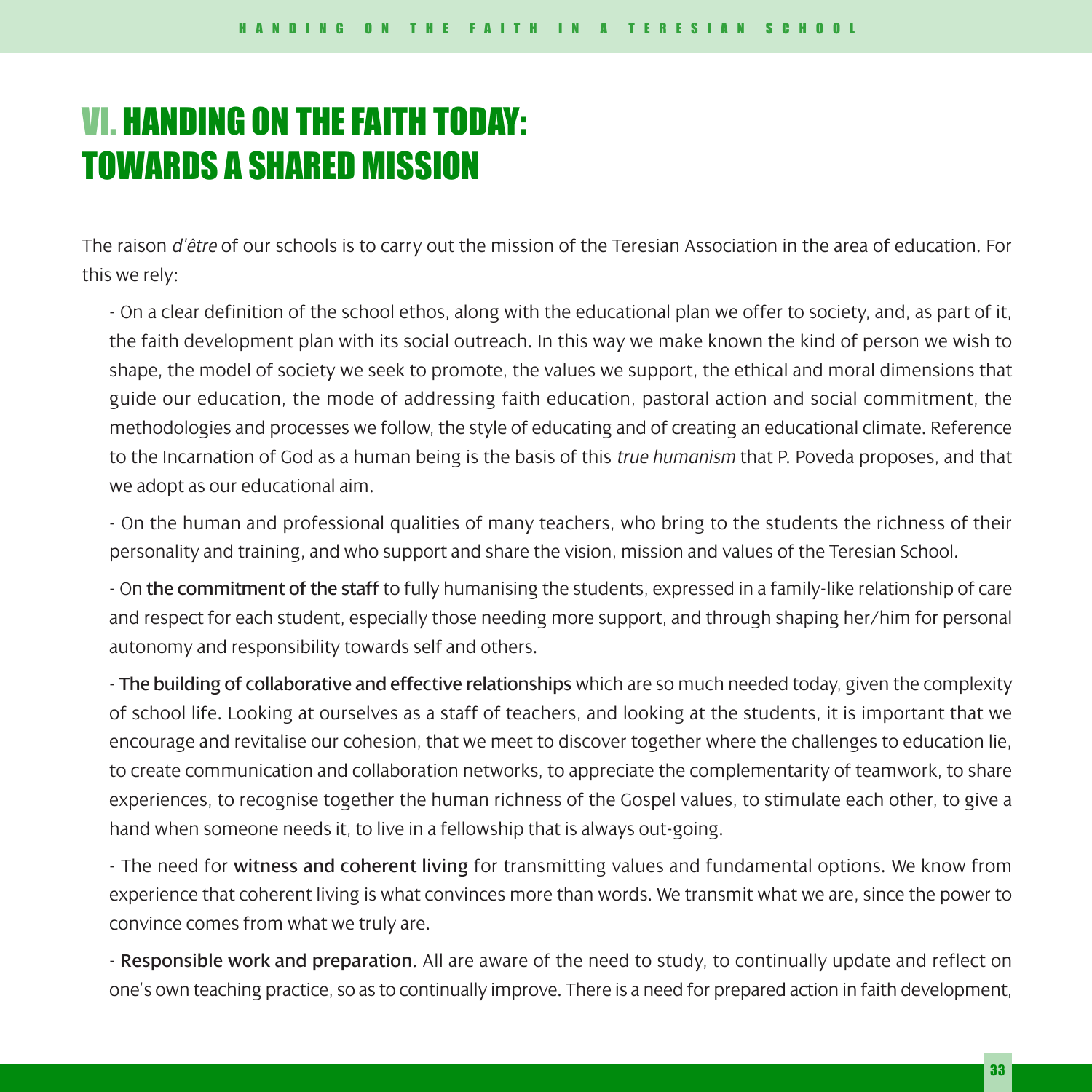# VI. HANDING ON THE FAITH TODAY: TOWARDS A SHARED MISSION

The raison *d'être* of our schools is to carry out the mission of the Teresian Association in the area of education. For this we rely:

- On a clear definition of the school ethos, along with the educational plan we offer to society, and, as part of it, the faith development plan with its social outreach. In this way we make known the kind of person we wish to shape, the model of society we seek to promote, the values we support, the ethical and moral dimensions that guide our education, the mode of addressing faith education, pastoral action and social commitment, the methodologies and processes we follow, the style of educating and of creating an educational climate. Reference to the Incarnation of God as a human being is the basis of this *true humanism* that P. Poveda proposes, and that we adopt as our educational aim.

- On the human and professional qualities of many teachers, who bring to the students the richness of their personality and training, and who support and share the vision, mission and values of the Teresian School.

- On **the commitment of the staff** to fully humanising the students, expressed in a family-like relationship of care and respect for each student, especially those needing more support, and through shaping her/him for personal autonomy and responsibility towards self and others.

- **The building of collaborative and effective relationships** which are so much needed today, given the complexity of school life. Looking at ourselves as a staff of teachers, and looking at the students, it is important that we encourage and revitalise our cohesion, that we meet to discover together where the challenges to education lie, to create communication and collaboration networks, to appreciate the complementarity of teamwork, to share experiences, to recognise together the human richness of the Gospel values, to stimulate each other, to give a hand when someone needs it, to live in a fellowship that is always out-going.

- The need for **witness and coherent living** for transmitting values and fundamental options. We know from experience that coherent living is what convinces more than words. We transmit what we are, since the power to convince comes from what we truly are.

- **Responsible work and preparation**. All are aware of the need to study, to continually update and reflect on one's own teaching practice, so as to continually improve. There is a need for prepared action in faith development,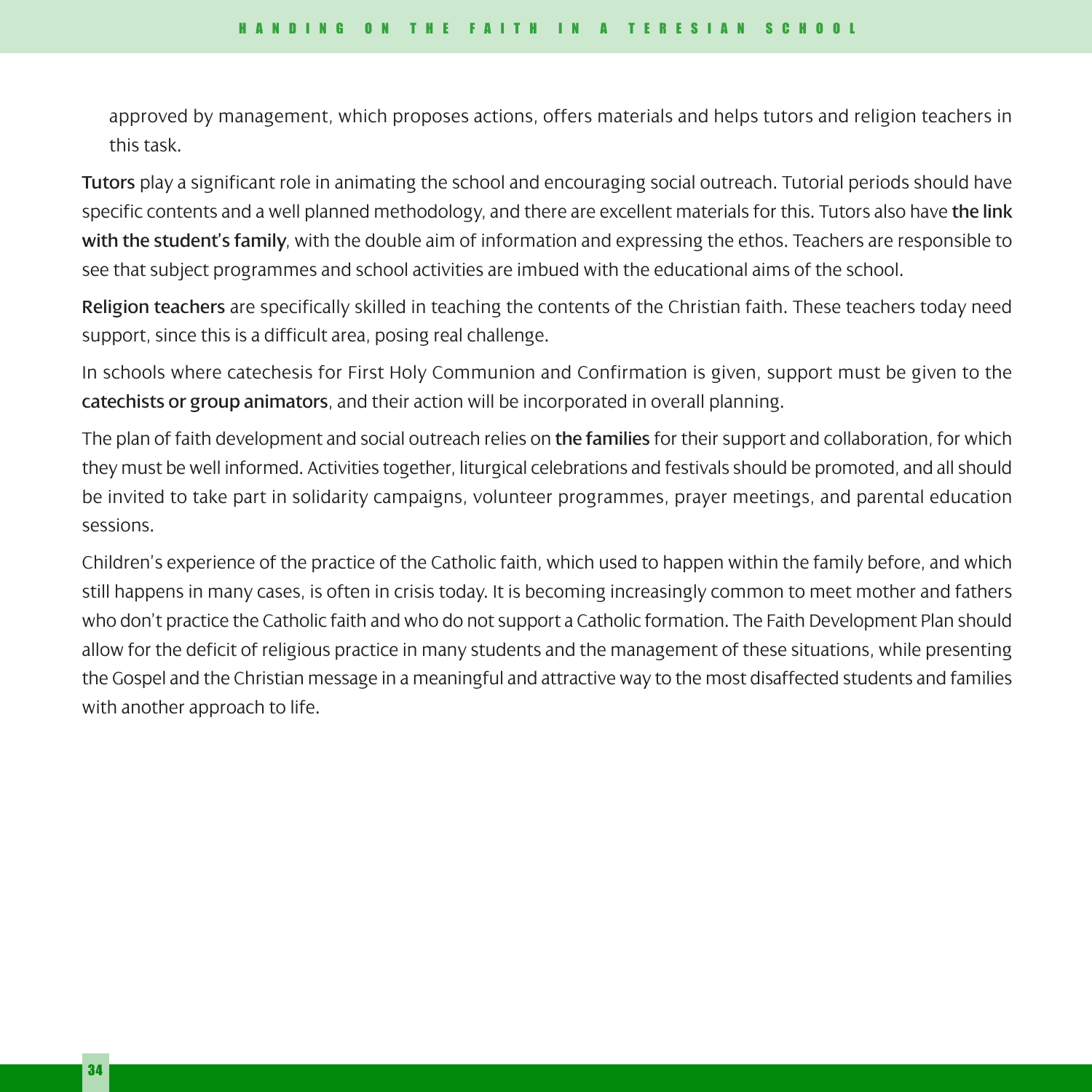approved by management, which proposes actions, offers materials and helps tutors and religion teachers in this task.

**Tutors** play a significant role in animating the school and encouraging social outreach. Tutorial periods should have specific contents and a well planned methodology, and there are excellent materials for this. Tutors also have **the link with the student's family**, with the double aim of information and expressing the ethos. Teachers are responsible to see that subject programmes and school activities are imbued with the educational aims of the school.

**Religion teachers** are specifically skilled in teaching the contents of the Christian faith. These teachers today need support, since this is a difficult area, posing real challenge.

In schools where catechesis for First Holy Communion and Confirmation is given, support must be given to the **catechists or group animators**, and their action will be incorporated in overall planning.

The plan of faith development and social outreach relies on **the families** for their support and collaboration, for which they must be well informed. Activities together, liturgical celebrations and festivals should be promoted, and all should be invited to take part in solidarity campaigns, volunteer programmes, prayer meetings, and parental education sessions.

Children's experience of the practice of the Catholic faith, which used to happen within the family before, and which still happens in many cases, is often in crisis today. It is becoming increasingly common to meet mother and fathers who don't practice the Catholic faith and who do not support a Catholic formation. The Faith Development Plan should allow for the deficit of religious practice in many students and the management of these situations, while presenting the Gospel and the Christian message in a meaningful and attractive way to the most disaffected students and families with another approach to life.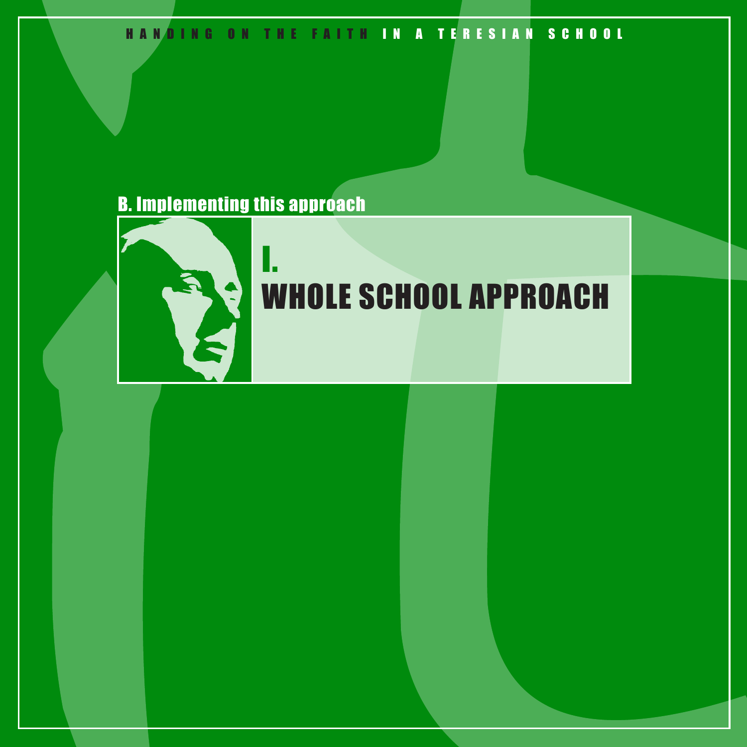## B. Implementing this approach

# I. WHOLE SCHOOL APPROACH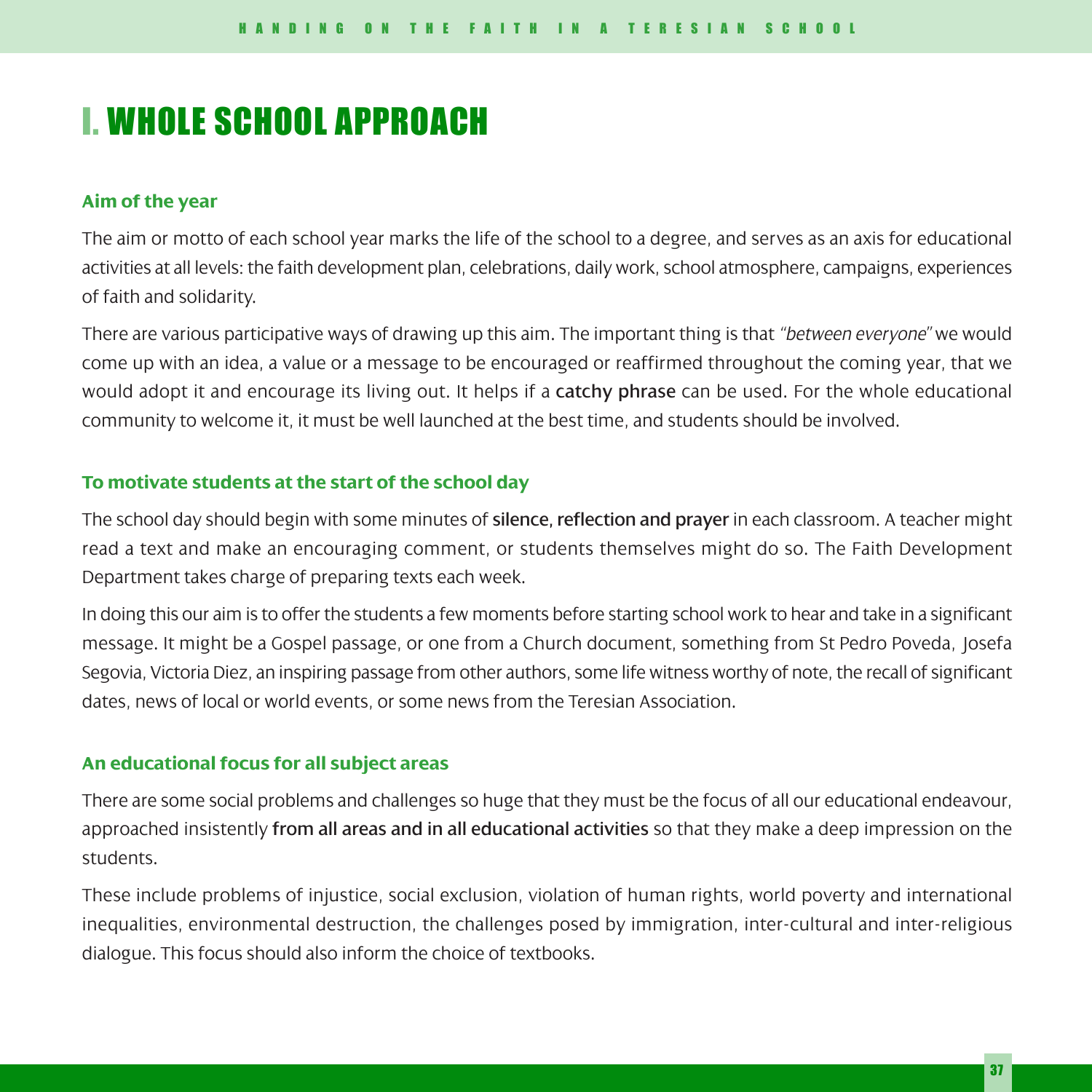# I. WHOLE SCHOOL APPROACH

### Aim of the year

The aim or motto of each school year marks the life of the school to a degree, and serves as an axis for educational activities at all levels: the faith development plan, celebrations, daily work, school atmosphere, campaigns, experiences of faith and solidarity.

There are various participative ways of drawing up this aim. The important thing is that *"between everyone"* we would come up with an idea, a value or a message to be encouraged or reaffirmed throughout the coming year, that we would adopt it and encourage its living out. It helps if a **catchy phrase** can be used. For the whole educational community to welcome it, it must be well launched at the best time, and students should be involved.

### To motivate students at the start of the school day

The school day should begin with some minutes of **silence, reflection and prayer** in each classroom. A teacher might read a text and make an encouraging comment, or students themselves might do so. The Faith Development Department takes charge of preparing texts each week.

In doing this our aim is to offer the students a few moments before starting school work to hear and take in a significant message. It might be a Gospel passage, or one from a Church document, something from St Pedro Poveda, Josefa Segovia, Victoria Diez, an inspiring passage from other authors, some life witness worthy of note, the recall of significant dates, news of local or world events, or some news from the Teresian Association.

### An educational focus for all subject areas

There are some social problems and challenges so huge that they must be the focus of all our educational endeavour, approached insistently **from all areas and in all educational activities** so that they make a deep impression on the students.

These include problems of injustice, social exclusion, violation of human rights, world poverty and international inequalities, environmental destruction, the challenges posed by immigration, inter-cultural and inter-religious dialogue. This focus should also inform the choice of textbooks.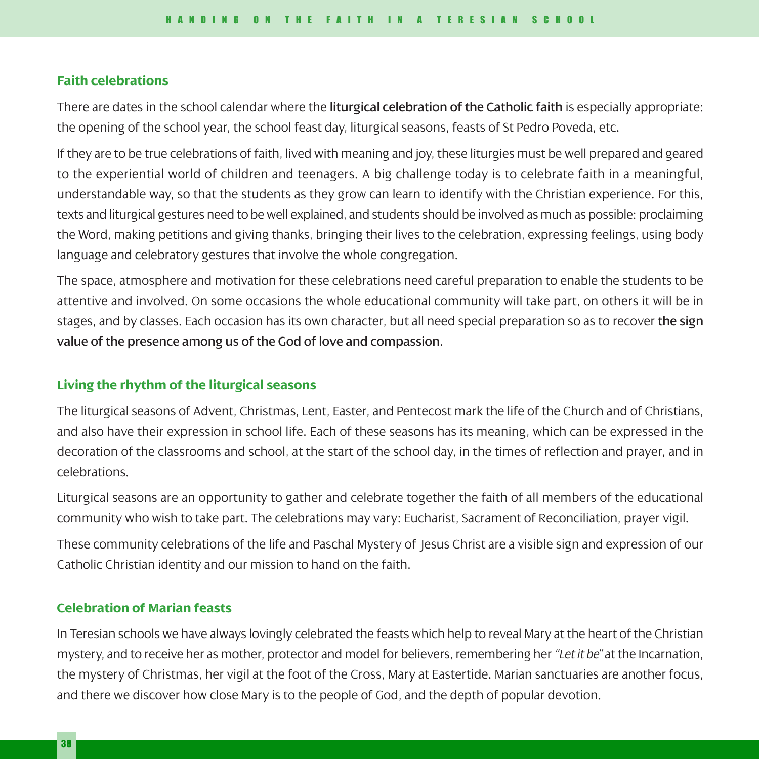## Faith celebrations

There are dates in the school calendar where the **liturgical celebration of the Catholic faith** is especially appropriate: the opening of the school year, the school feast day, liturgical seasons, feasts of St Pedro Poveda, etc.

If they are to be true celebrations of faith, lived with meaning and joy, these liturgies must be well prepared and geared to the experiential world of children and teenagers. A big challenge today is to celebrate faith in a meaningful, understandable way, so that the students as they grow can learn to identify with the Christian experience. For this, texts and liturgical gestures need to be well explained, and students should be involved as much as possible: proclaiming the Word, making petitions and giving thanks, bringing their lives to the celebration, expressing feelings, using body language and celebratory gestures that involve the whole congregation.

The space, atmosphere and motivation for these celebrations need careful preparation to enable the students to be attentive and involved. On some occasions the whole educational community will take part, on others it will be in stages, and by classes. Each occasion has its own character, but all need special preparation so as to recover **the sign value of the presence among us of the God of love and compassion**.

## Living the rhythm of the liturgical seasons

The liturgical seasons of Advent, Christmas, Lent, Easter, and Pentecost mark the life of the Church and of Christians, and also have their expression in school life. Each of these seasons has its meaning, which can be expressed in the decoration of the classrooms and school, at the start of the school day, in the times of reflection and prayer, and in celebrations.

Liturgical seasons are an opportunity to gather and celebrate together the faith of all members of the educational community who wish to take part. The celebrations may vary: Eucharist, Sacrament of Reconciliation, prayer vigil.

These community celebrations of the life and Paschal Mystery of Jesus Christ are a visible sign and expression of our Catholic Christian identity and our mission to hand on the faith.

## Celebration of Marian feasts

In Teresian schools we have always lovingly celebrated the feasts which help to reveal Mary at the heart of the Christian mystery, and to receive her as mother, protector and model for believers, remembering her *"Let it be"* at the Incarnation, the mystery of Christmas, her vigil at the foot of the Cross, Mary at Eastertide. Marian sanctuaries are another focus, and there we discover how close Mary is to the people of God, and the depth of popular devotion.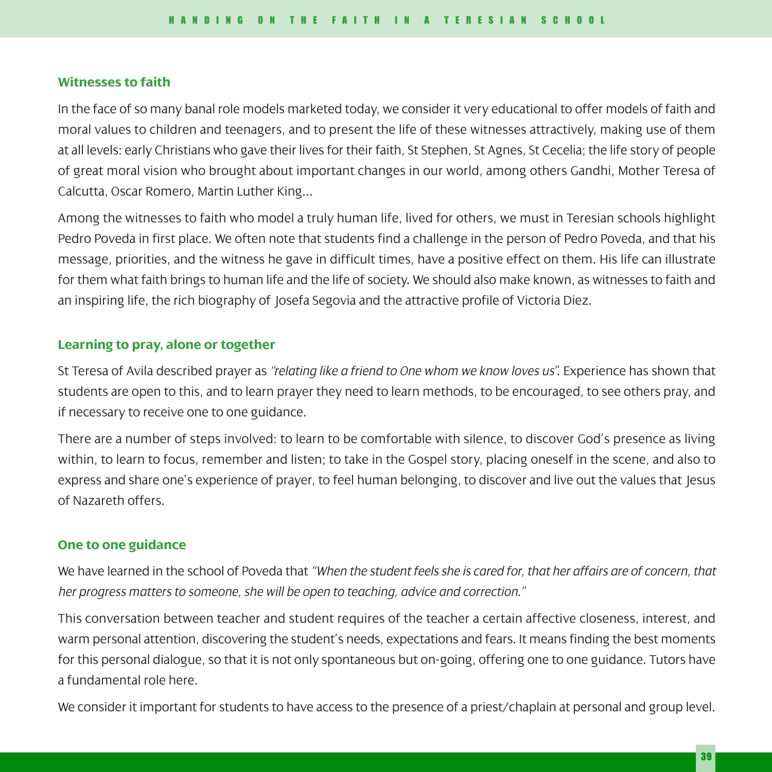### Witnesses to faith

In the face of so many banal role models marketed today, we consider it very educational to offer models of faith and moral values to children and teenagers, and to present the life of these witnesses attractively, making use of them at all levels: early Christians who gave their lives for their faith, St Stephen, St Agnes, St Cecelia; the life story of people of great moral vision who brought about important changes in our world, among others Gandhi, Mother Teresa of Calcutta, Oscar Romero, Martin Luther King...

Among the witnesses to faith who model a truly human life, lived for others, we must in Teresian schools highlight Pedro Poveda in first place. We often note that students find a challenge in the person of Pedro Poveda, and that his message, priorities, and the witness he gave in difficult times, have a positive effect on them. His life can illustrate for them what faith brings to human life and the life of society. We should also make known, as witnesses to faith and an inspiring life, the rich biography of Josefa Segovia and the attractive profile of Victoria Diez.

### Learning to pray, alone or together

St Teresa of Avila described prayer as *"relating like a friend to One whom we know loves us"*. Experience has shown that students are open to this, and to learn prayer they need to learn methods, to be encouraged, to see others pray, and if necessary to receive one to one guidance.

There are a number of steps involved: to learn to be comfortable with silence, to discover God's presence as living within, to learn to focus, remember and listen; to take in the Gospel story, placing oneself in the scene, and also to express and share one's experience of prayer, to feel human belonging, to discover and live out the values that Jesus of Nazareth offers.

### One to one guidance

We have learned in the school of Poveda that *"When the student feels she is cared for, that her affairs are of concern, that her progress matters to someone, she will be open to teaching, advice and correction."*

This conversation between teacher and student requires of the teacher a certain affective closeness, interest, and warm personal attention, discovering the student's needs, expectations and fears. It means finding the best moments for this personal dialogue, so that it is not only spontaneous but on-going, offering one to one guidance. Tutors have a fundamental role here.

We consider it important for students to have access to the presence of a priest/chaplain at personal and group level.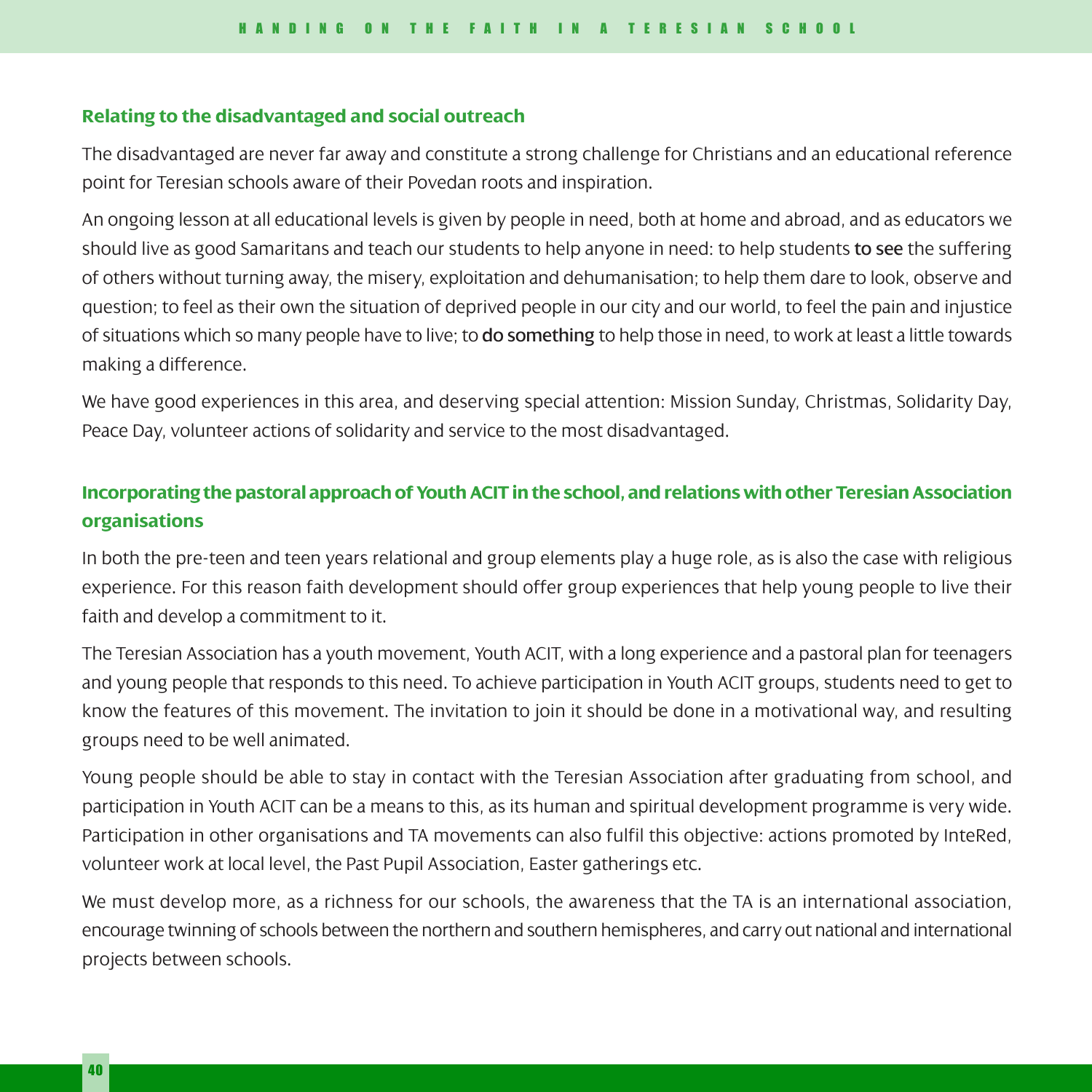### Relating to the disadvantaged and social outreach

The disadvantaged are never far away and constitute a strong challenge for Christians and an educational reference point for Teresian schools aware of their Povedan roots and inspiration.

An ongoing lesson at all educational levels is given by people in need, both at home and abroad, and as educators we should live as good Samaritans and teach our students to help anyone in need: to help students **to see** the suffering of others without turning away, the misery, exploitation and dehumanisation; to help them dare to look, observe and question; to feel as their own the situation of deprived people in our city and our world, to feel the pain and injustice of situations which so many people have to live; to **do something** to help those in need, to work at least a little towards making a difference.

We have good experiences in this area, and deserving special attention: Mission Sunday, Christmas, Solidarity Day, Peace Day, volunteer actions of solidarity and service to the most disadvantaged.

### Incorporating the pastoral approach of Youth ACIT in the school, and relations with other Teresian Association organisations

In both the pre-teen and teen years relational and group elements play a huge role, as is also the case with religious experience. For this reason faith development should offer group experiences that help young people to live their faith and develop a commitment to it.

The Teresian Association has a youth movement, Youth ACIT, with a long experience and a pastoral plan for teenagers and young people that responds to this need. To achieve participation in Youth ACIT groups, students need to get to know the features of this movement. The invitation to join it should be done in a motivational way, and resulting groups need to be well animated.

Young people should be able to stay in contact with the Teresian Association after graduating from school, and participation in Youth ACIT can be a means to this, as its human and spiritual development programme is very wide. Participation in other organisations and TA movements can also fulfil this objective: actions promoted by InteRed, volunteer work at local level, the Past Pupil Association, Easter gatherings etc.

We must develop more, as a richness for our schools, the awareness that the TA is an international association, encourage twinning of schools between the northern and southern hemispheres, and carry out national and international projects between schools.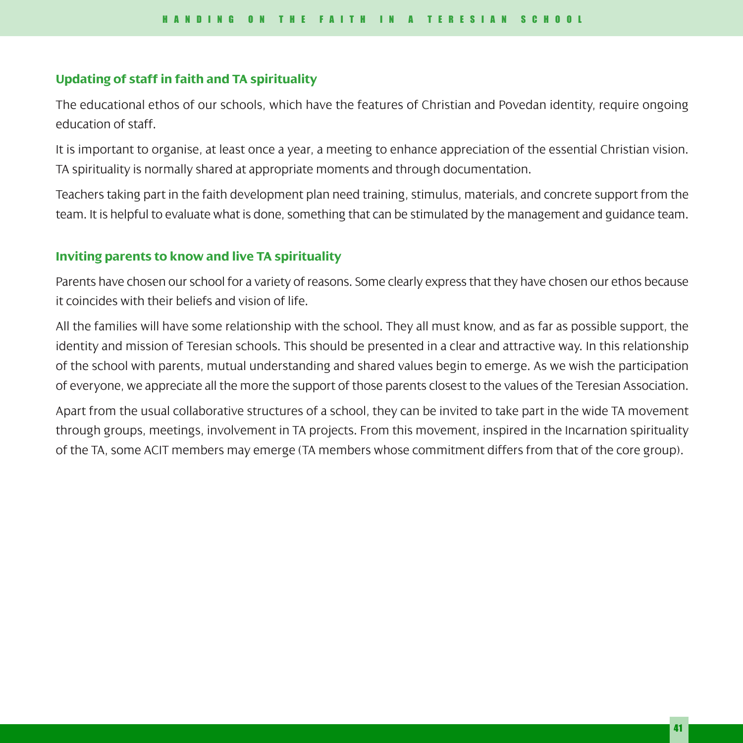### Updating of staff in faith and TA spirituality

The educational ethos of our schools, which have the features of Christian and Povedan identity, require ongoing education of staff.

It is important to organise, at least once a year, a meeting to enhance appreciation of the essential Christian vision. TA spirituality is normally shared at appropriate moments and through documentation.

Teachers taking part in the faith development plan need training, stimulus, materials, and concrete support from the team. It is helpful to evaluate what is done, something that can be stimulated by the management and guidance team.

### Inviting parents to know and live TA spirituality

Parents have chosen our school for a variety of reasons. Some clearly express that they have chosen our ethos because it coincides with their beliefs and vision of life.

All the families will have some relationship with the school. They all must know, and as far as possible support, the identity and mission of Teresian schools. This should be presented in a clear and attractive way. In this relationship of the school with parents, mutual understanding and shared values begin to emerge. As we wish the participation of everyone, we appreciate all the more the support of those parents closest to the values of the Teresian Association.

Apart from the usual collaborative structures of a school, they can be invited to take part in the wide TA movement through groups, meetings, involvement in TA projects. From this movement, inspired in the Incarnation spirituality of the TA, some ACIT members may emerge (TA members whose commitment differs from that of the core group).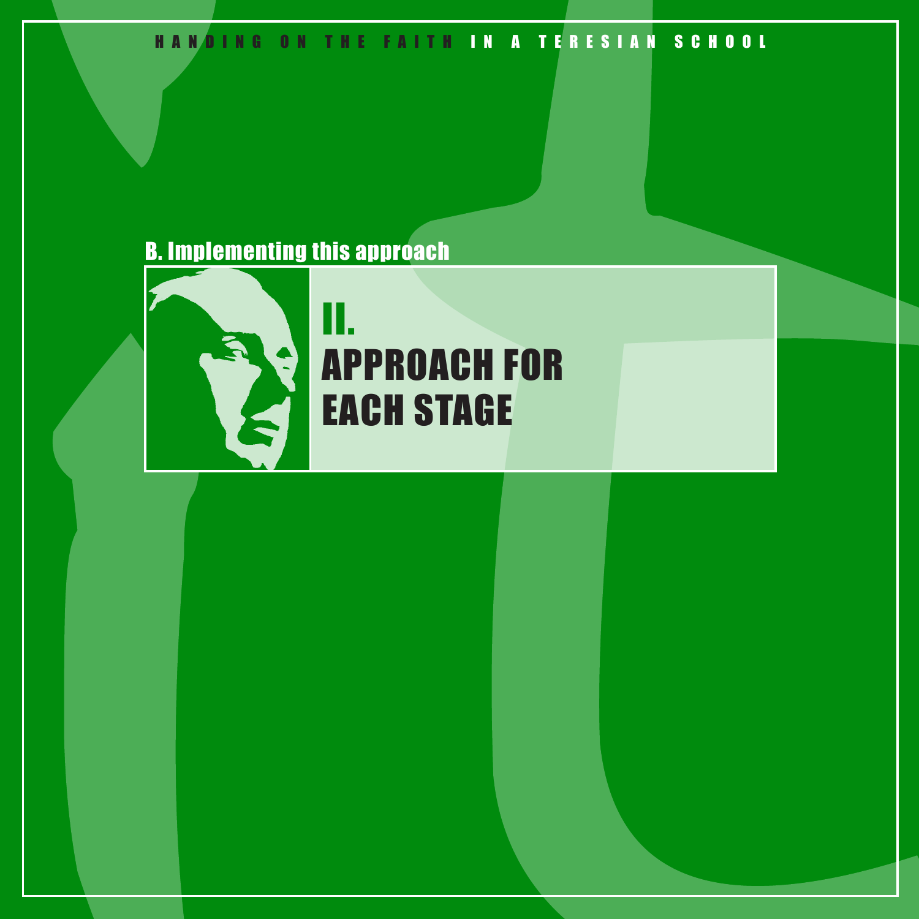## B. Implementing this approach

# II. APPROACH FOR EACH STAGE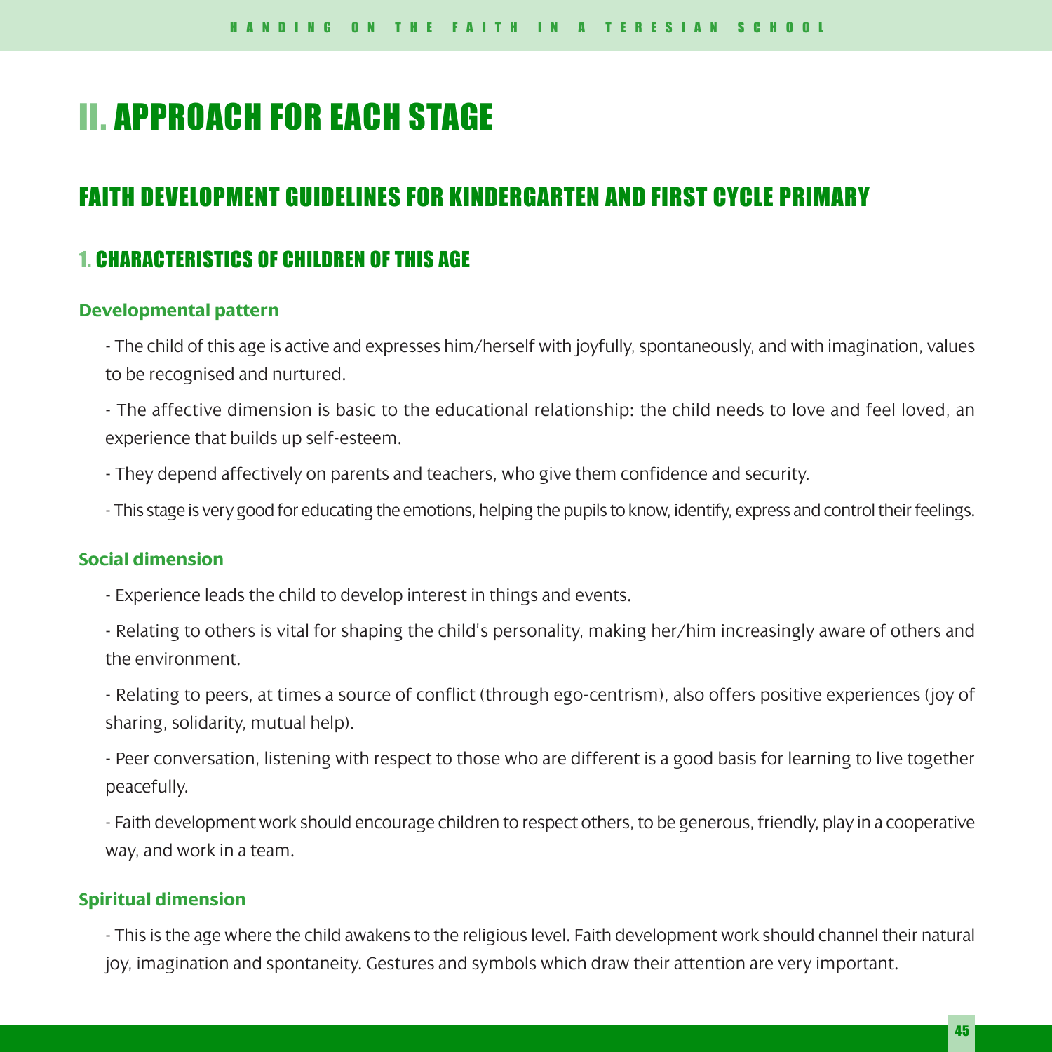# II. APPROACH FOR EACH STAGE

## FAITH DEVELOPMENT GUIDELINES FOR KINDERGARTEN AND FIRST CYCLE PRIMARY

### 1. CHARACTERISTICS OF CHILDREN OF THIS AGE

**Developmental pattern**

- The child of this age is active and expresses him/herself with joyfully, spontaneously, and with imagination, values to be recognised and nurtured.
- The affective dimension is basic to the educational relationship: the child needs to love and feel loved, an experience that builds up self-esteem.
- They depend affectively on parents and teachers, who give them confidence and security.
- This stage is very good for educating the emotions, helping the pupils to know, identify, express and control their feelings.

**Social dimension**

- Experience leads the child to develop interest in things and events.
- Relating to others is vital for shaping the child's personality, making her/him increasingly aware of others and the environment.
- Relating to peers, at times a source of conflict (through ego-centrism), also offers positive experiences (joy of sharing, solidarity, mutual help).
- Peer conversation, listening with respect to those who are different is a good basis for learning to live together peacefully.
- Faith development work should encourage children to respect others, to be generous, friendly, play in a cooperative way, and work in a team.

**Spiritual dimension**

- This is the age where the child awakens to the religious level. Faith development work should channel their natural joy, imagination and spontaneity. Gestures and symbols which draw their attention are very important.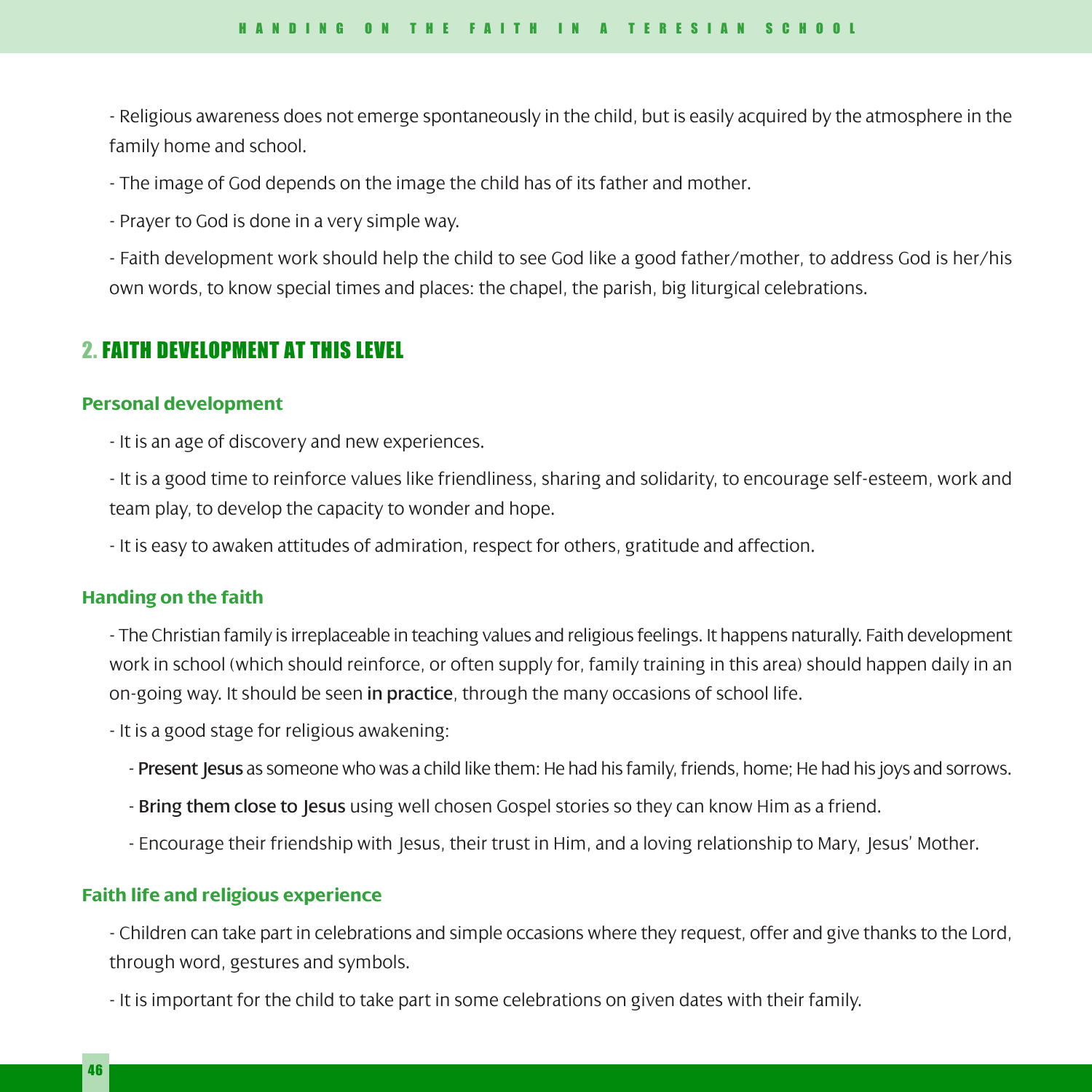- Religious awareness does not emerge spontaneously in the child, but is easily acquired by the atmosphere in the family home and school.

- The image of God depends on the image the child has of its father and mother.

- Prayer to God is done in a very simple way.

- Faith development work should help the child to see God like a good father/mother, to address God is her/his own words, to know special times and places: the chapel, the parish, big liturgical celebrations.

## 2. FAITH DEVELOPMENT AT THIS LEVEL

### Personal development

- It is an age of discovery and new experiences.

- It is a good time to reinforce values like friendliness, sharing and solidarity, to encourage self-esteem, work and team play, to develop the capacity to wonder and hope.

- It is easy to awaken attitudes of admiration, respect for others, gratitude and affection.

### Handing on the faith

- The Christian family is irreplaceable in teaching values and religious feelings. It happens naturally. Faith development work in school (which should reinforce, or often supply for, family training in this area) should happen daily in an on-going way. It should be seen **in practice**, through the many occasions of school life.

- It is a good stage for religious awakening:

  - **Present Jesus** as someone who was a child like them: He had his family, friends, home; He had his joys and sorrows.

  - **Bring them close to Jesus** using well chosen Gospel stories so they can know Him as a friend.

  - Encourage their friendship with Jesus, their trust in Him, and a loving relationship to Mary, Jesus' Mother.

### Faith life and religious experience

- Children can take part in celebrations and simple occasions where they request, offer and give thanks to the Lord, through word, gestures and symbols.

- It is important for the child to take part in some celebrations on given dates with their family.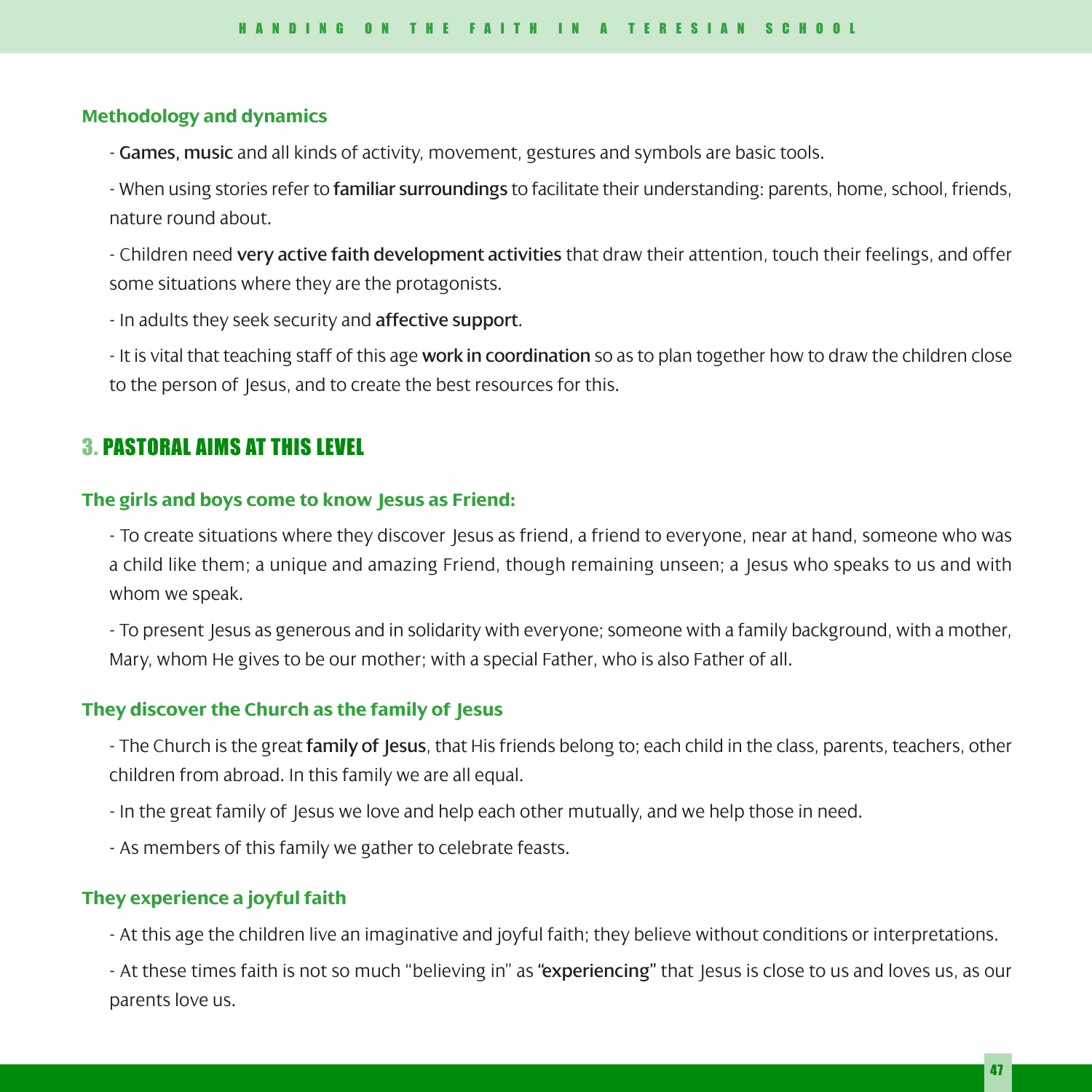#### Methodology and dynamics

- **Games, music** and all kinds of activity, movement, gestures and symbols are basic tools.

- When using stories refer to **familiar surroundings** to facilitate their understanding: parents, home, school, friends, nature round about.

- Children need **very active faith development activities** that draw their attention, touch their feelings, and offer some situations where they are the protagonists.

- In adults they seek security and **affective support**.

- It is vital that teaching staff of this age **work in coordination** so as to plan together how to draw the children close to the person of Jesus, and to create the best resources for this.

## 3. PASTORAL AIMS AT THIS LEVEL

#### The girls and boys come to know Jesus as Friend:

- To create situations where they discover Jesus as friend, a friend to everyone, near at hand, someone who was a child like them; a unique and amazing Friend, though remaining unseen; a Jesus who speaks to us and with whom we speak.

- To present Jesus as generous and in solidarity with everyone; someone with a family background, with a mother, Mary, whom He gives to be our mother; with a special Father, who is also Father of all.

#### They discover the Church as the family of Jesus

- The Church is the great **family of Jesus**, that His friends belong to; each child in the class, parents, teachers, other children from abroad. In this family we are all equal.

- In the great family of Jesus we love and help each other mutually, and we help those in need.

- As members of this family we gather to celebrate feasts.

#### They experience a joyful faith

- At this age the children live an imaginative and joyful faith; they believe without conditions or interpretations.

- At these times faith is not so much "believing in" as **"experiencing"** that Jesus is close to us and loves us, as our parents love us.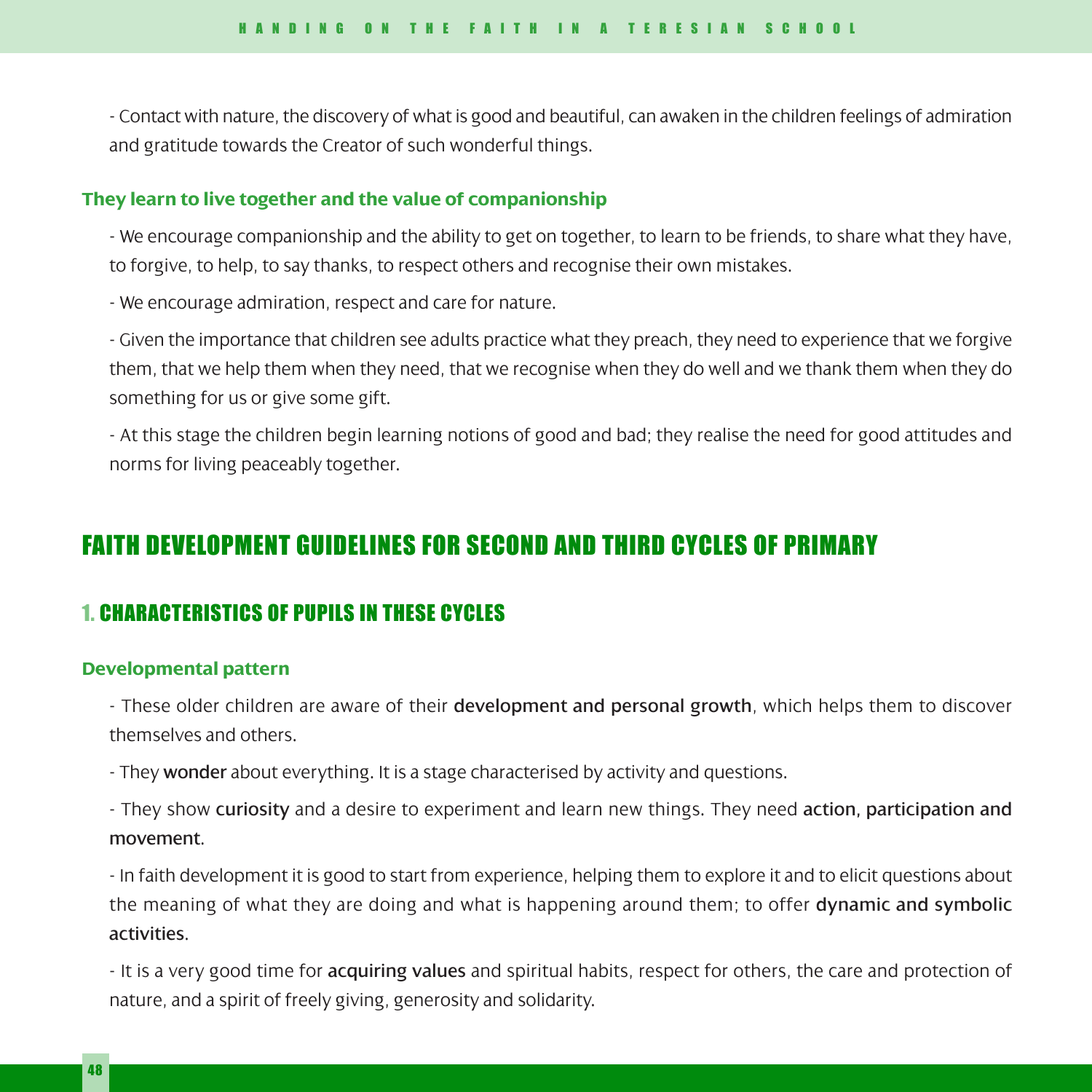- Contact with nature, the discovery of what is good and beautiful, can awaken in the children feelings of admiration and gratitude towards the Creator of such wonderful things.

### They learn to live together and the value of companionship

- We encourage companionship and the ability to get on together, to learn to be friends, to share what they have, to forgive, to help, to say thanks, to respect others and recognise their own mistakes.

- We encourage admiration, respect and care for nature.

- Given the importance that children see adults practice what they preach, they need to experience that we forgive them, that we help them when they need, that we recognise when they do well and we thank them when they do something for us or give some gift.

- At this stage the children begin learning notions of good and bad; they realise the need for good attitudes and norms for living peaceably together.

# FAITH DEVELOPMENT GUIDELINES FOR SECOND AND THIRD CYCLES OF PRIMARY

## 1. CHARACTERISTICS OF PUPILS IN THESE CYCLES

### Developmental pattern

- These older children are aware of their **development and personal growth**, which helps them to discover themselves and others.

- They **wonder** about everything. It is a stage characterised by activity and questions.

- They show **curiosity** and a desire to experiment and learn new things. They need **action, participation and movement**.

- In faith development it is good to start from experience, helping them to explore it and to elicit questions about the meaning of what they are doing and what is happening around them; to offer **dynamic and symbolic activities**.

- It is a very good time for **acquiring values** and spiritual habits, respect for others, the care and protection of nature, and a spirit of freely giving, generosity and solidarity.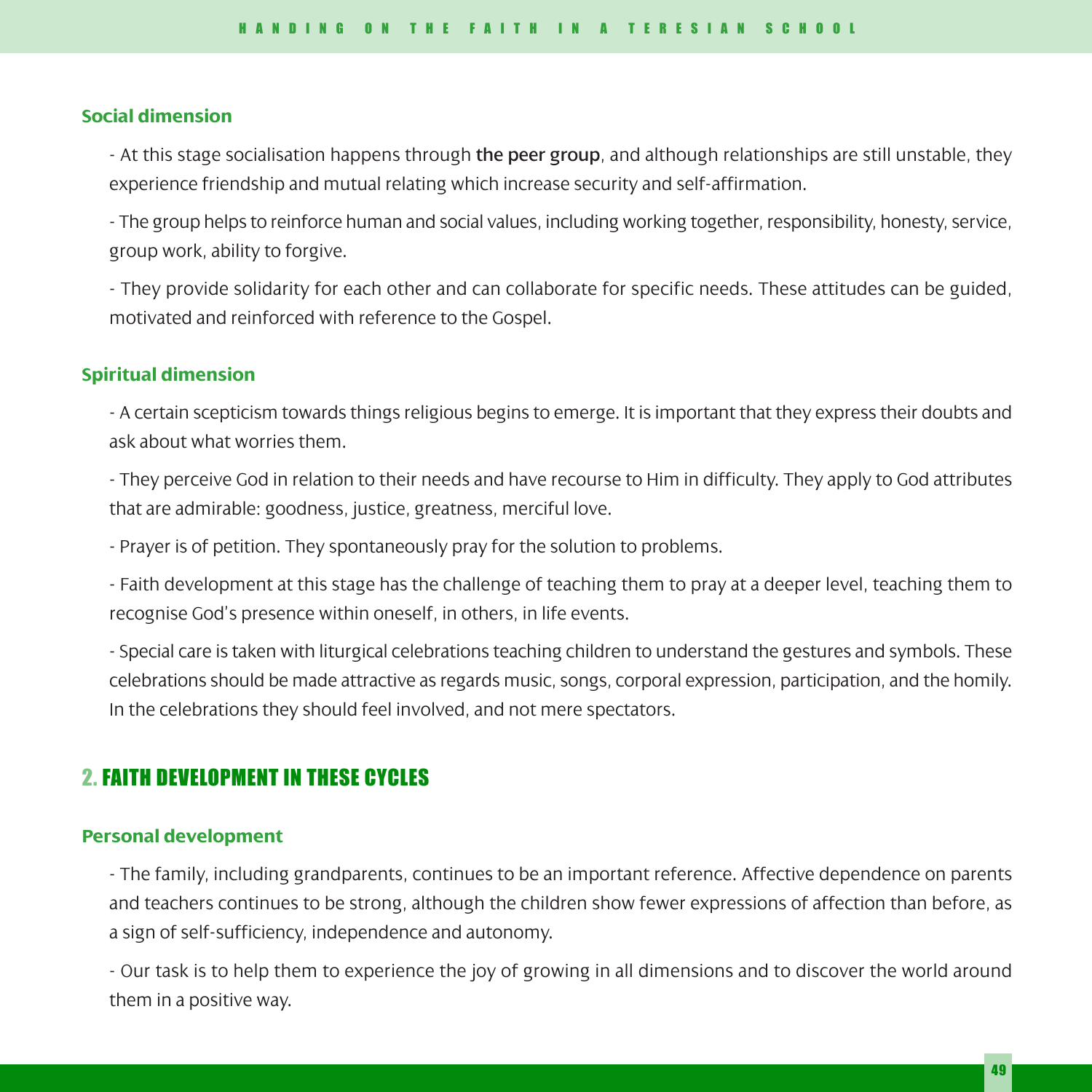### Social dimension

- At this stage socialisation happens through **the peer group**, and although relationships are still unstable, they experience friendship and mutual relating which increase security and self-affirmation.

- The group helps to reinforce human and social values, including working together, responsibility, honesty, service, group work, ability to forgive.

- They provide solidarity for each other and can collaborate for specific needs. These attitudes can be guided, motivated and reinforced with reference to the Gospel.

### Spiritual dimension

- A certain scepticism towards things religious begins to emerge. It is important that they express their doubts and ask about what worries them.

- They perceive God in relation to their needs and have recourse to Him in difficulty. They apply to God attributes that are admirable: goodness, justice, greatness, merciful love.

- Prayer is of petition. They spontaneously pray for the solution to problems.

- Faith development at this stage has the challenge of teaching them to pray at a deeper level, teaching them to recognise God's presence within oneself, in others, in life events.

- Special care is taken with liturgical celebrations teaching children to understand the gestures and symbols. These celebrations should be made attractive as regards music, songs, corporal expression, participation, and the homily. In the celebrations they should feel involved, and not mere spectators.

## 2. FAITH DEVELOPMENT IN THESE CYCLES

### Personal development

- The family, including grandparents, continues to be an important reference. Affective dependence on parents and teachers continues to be strong, although the children show fewer expressions of affection than before, as a sign of self-sufficiency, independence and autonomy.

- Our task is to help them to experience the joy of growing in all dimensions and to discover the world around them in a positive way.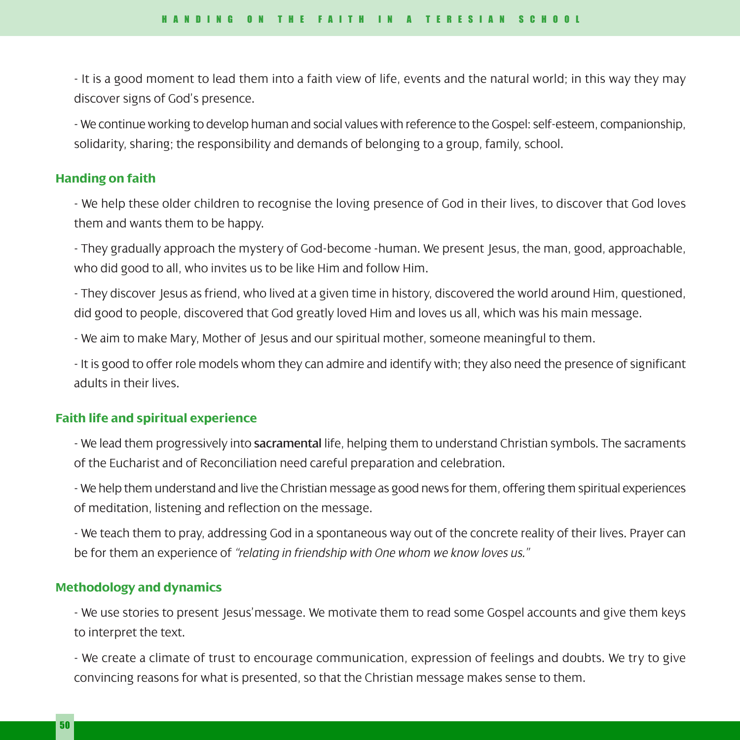- It is a good moment to lead them into a faith view of life, events and the natural world; in this way they may discover signs of God's presence.

- We continue working to develop human and social values with reference to the Gospel: self-esteem, companionship, solidarity, sharing; the responsibility and demands of belonging to a group, family, school.

### Handing on faith

- We help these older children to recognise the loving presence of God in their lives, to discover that God loves them and wants them to be happy.

- They gradually approach the mystery of God-become -human. We present Jesus, the man, good, approachable, who did good to all, who invites us to be like Him and follow Him.

- They discover Jesus as friend, who lived at a given time in history, discovered the world around Him, questioned, did good to people, discovered that God greatly loved Him and loves us all, which was his main message.

- We aim to make Mary, Mother of Jesus and our spiritual mother, someone meaningful to them.

- It is good to offer role models whom they can admire and identify with; they also need the presence of significant adults in their lives.

### Faith life and spiritual experience

- We lead them progressively into **sacramental** life, helping them to understand Christian symbols. The sacraments of the Eucharist and of Reconciliation need careful preparation and celebration.

- We help them understand and live the Christian message as good news for them, offering them spiritual experiences of meditation, listening and reflection on the message.

- We teach them to pray, addressing God in a spontaneous way out of the concrete reality of their lives. Prayer can be for them an experience of *"relating in friendship with One whom we know loves us."*

### Methodology and dynamics

- We use stories to present Jesus' message. We motivate them to read some Gospel accounts and give them keys to interpret the text.

- We create a climate of trust to encourage communication, expression of feelings and doubts. We try to give convincing reasons for what is presented, so that the Christian message makes sense to them.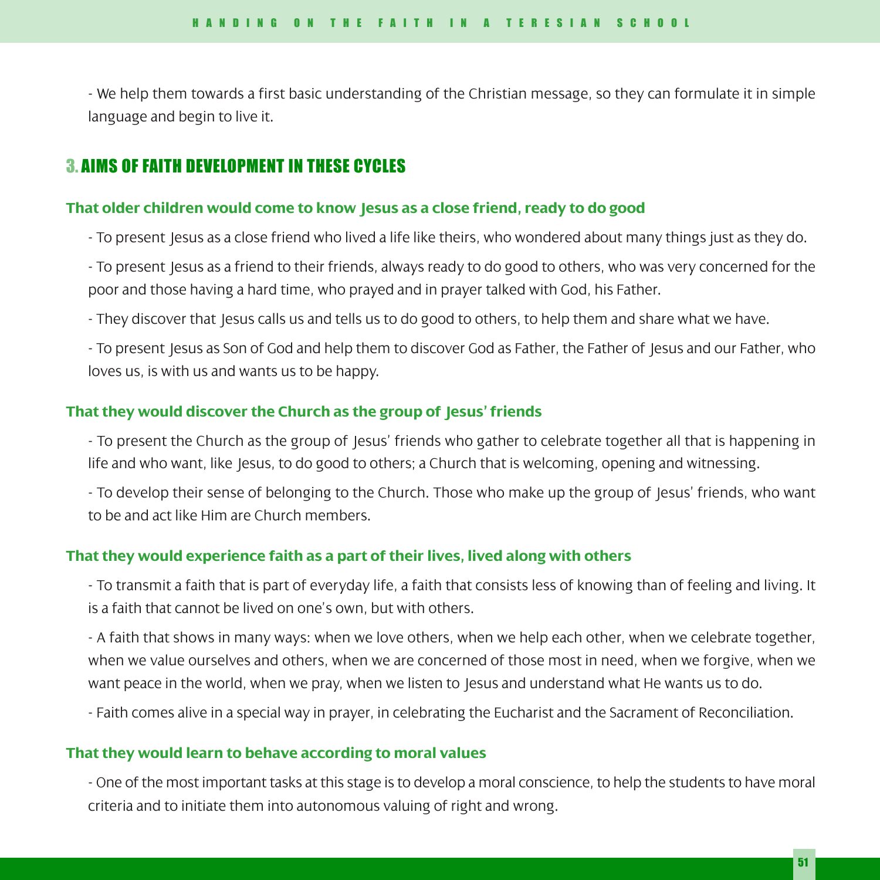- We help them towards a first basic understanding of the Christian message, so they can formulate it in simple language and begin to live it.

## 3. AIMS OF FAITH DEVELOPMENT IN THESE CYCLES

### That older children would come to know Jesus as a close friend, ready to do good

- To present Jesus as a close friend who lived a life like theirs, who wondered about many things just as they do.

- To present Jesus as a friend to their friends, always ready to do good to others, who was very concerned for the poor and those having a hard time, who prayed and in prayer talked with God, his Father.

- They discover that Jesus calls us and tells us to do good to others, to help them and share what we have.

- To present Jesus as Son of God and help them to discover God as Father, the Father of Jesus and our Father, who loves us, is with us and wants us to be happy.

### That they would discover the Church as the group of Jesus' friends

- To present the Church as the group of Jesus' friends who gather to celebrate together all that is happening in life and who want, like Jesus, to do good to others; a Church that is welcoming, opening and witnessing.

- To develop their sense of belonging to the Church. Those who make up the group of Jesus' friends, who want to be and act like Him are Church members.

### That they would experience faith as a part of their lives, lived along with others

- To transmit a faith that is part of everyday life, a faith that consists less of knowing than of feeling and living. It is a faith that cannot be lived on one's own, but with others.

- A faith that shows in many ways: when we love others, when we help each other, when we celebrate together, when we value ourselves and others, when we are concerned of those most in need, when we forgive, when we want peace in the world, when we pray, when we listen to Jesus and understand what He wants us to do.

- Faith comes alive in a special way in prayer, in celebrating the Eucharist and the Sacrament of Reconciliation.

### That they would learn to behave according to moral values

- One of the most important tasks at this stage is to develop a moral conscience, to help the students to have moral criteria and to initiate them into autonomous valuing of right and wrong.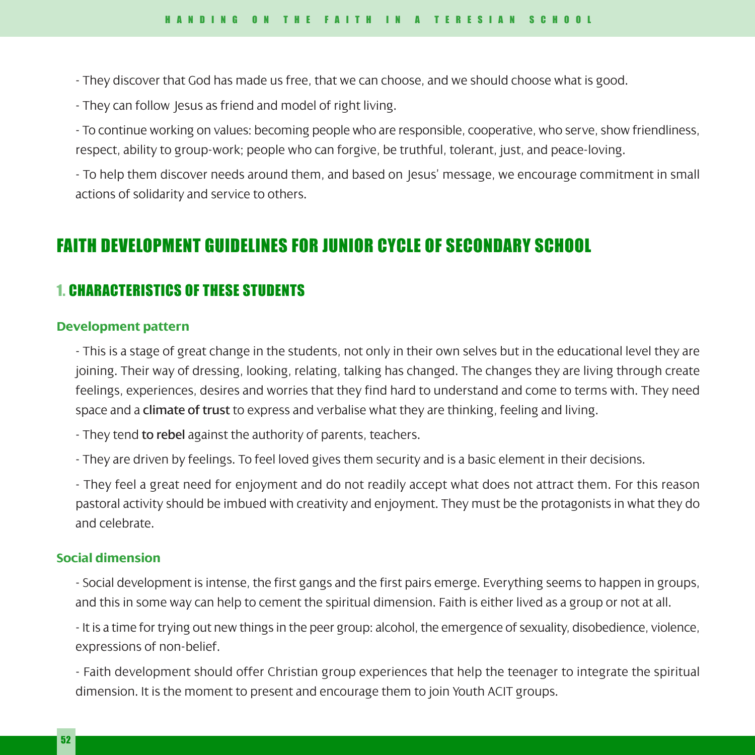- They discover that God has made us free, that we can choose, and we should choose what is good.

- They can follow Jesus as friend and model of right living.

- To continue working on values: becoming people who are responsible, cooperative, who serve, show friendliness, respect, ability to group-work; people who can forgive, be truthful, tolerant, just, and peace-loving.

- To help them discover needs around them, and based on Jesus' message, we encourage commitment in small actions of solidarity and service to others.

# FAITH DEVELOPMENT GUIDELINES FOR JUNIOR CYCLE OF SECONDARY SCHOOL

## 1. CHARACTERISTICS OF THESE STUDENTS

### Development pattern

- This is a stage of great change in the students, not only in their own selves but in the educational level they are joining. Their way of dressing, looking, relating, talking has changed. The changes they are living through create feelings, experiences, desires and worries that they find hard to understand and come to terms with. They need space and a **climate of trust** to express and verbalise what they are thinking, feeling and living.

- They tend **to rebel** against the authority of parents, teachers.

- They are driven by feelings. To feel loved gives them security and is a basic element in their decisions.

- They feel a great need for enjoyment and do not readily accept what does not attract them. For this reason pastoral activity should be imbued with creativity and enjoyment. They must be the protagonists in what they do and celebrate.

### Social dimension

- Social development is intense, the first gangs and the first pairs emerge. Everything seems to happen in groups, and this in some way can help to cement the spiritual dimension. Faith is either lived as a group or not at all.

- It is a time for trying out new things in the peer group: alcohol, the emergence of sexuality, disobedience, violence, expressions of non-belief.

- Faith development should offer Christian group experiences that help the teenager to integrate the spiritual dimension. It is the moment to present and encourage them to join Youth ACIT groups.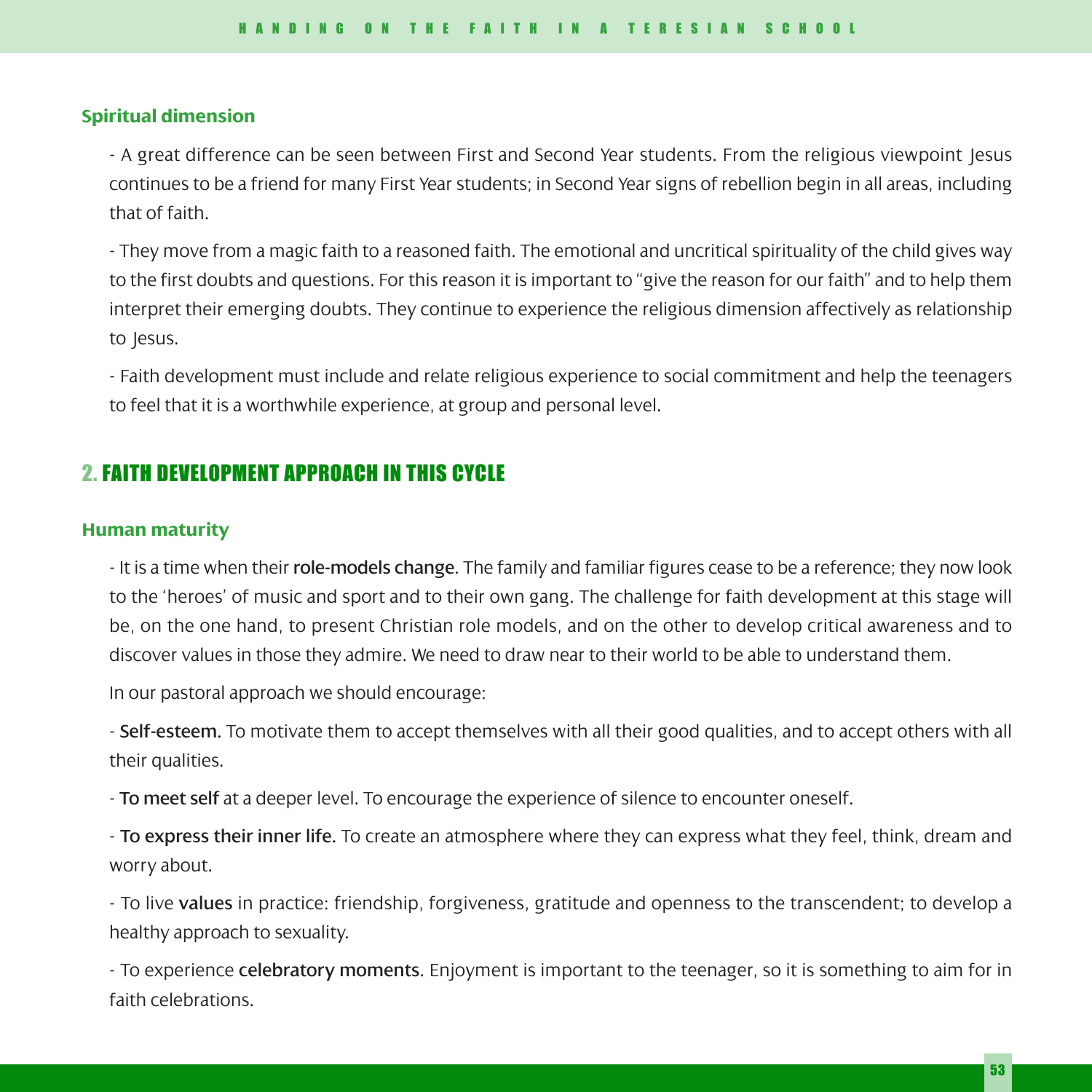### Spiritual dimension

- A great difference can be seen between First and Second Year students. From the religious viewpoint Jesus continues to be a friend for many First Year students; in Second Year signs of rebellion begin in all areas, including that of faith.

- They move from a magic faith to a reasoned faith. The emotional and uncritical spirituality of the child gives way to the first doubts and questions. For this reason it is important to "give the reason for our faith" and to help them interpret their emerging doubts. They continue to experience the religious dimension affectively as relationship to Jesus.

- Faith development must include and relate religious experience to social commitment and help the teenagers to feel that it is a worthwhile experience, at group and personal level.

## 2. FAITH DEVELOPMENT APPROACH IN THIS CYCLE

### Human maturity

- It is a time when their **role-models change**. The family and familiar figures cease to be a reference; they now look to the 'heroes' of music and sport and to their own gang. The challenge for faith development at this stage will be, on the one hand, to present Christian role models, and on the other to develop critical awareness and to discover values in those they admire. We need to draw near to their world to be able to understand them.

In our pastoral approach we should encourage:

- **Self-esteem.** To motivate them to accept themselves with all their good qualities, and to accept others with all their qualities.

- **To meet self** at a deeper level. To encourage the experience of silence to encounter oneself.

- **To express their inner life.** To create an atmosphere where they can express what they feel, think, dream and worry about.

- To live **values** in practice: friendship, forgiveness, gratitude and openness to the transcendent; to develop a healthy approach to sexuality.

- To experience **celebratory moments**. Enjoyment is important to the teenager, so it is something to aim for in faith celebrations.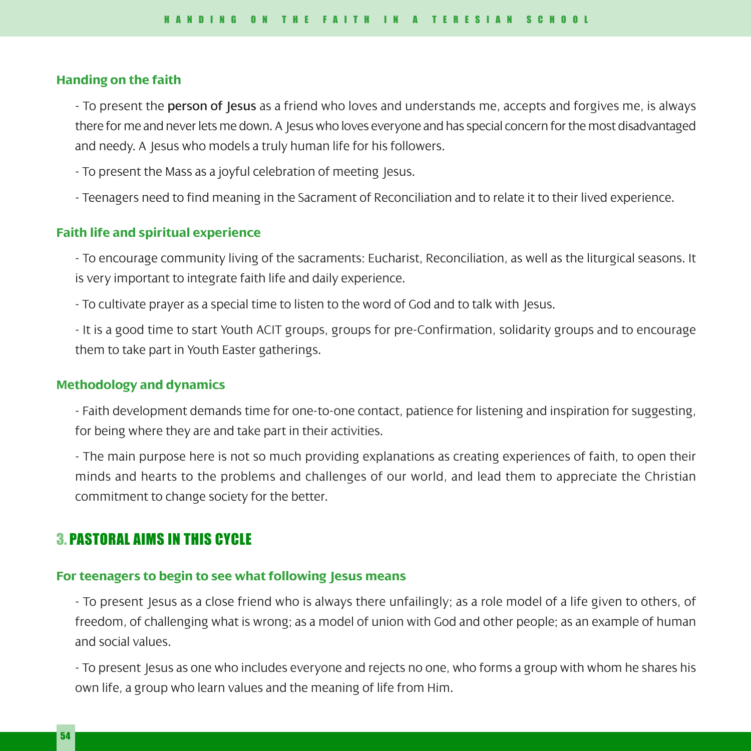### Handing on the faith

- To present the **person of Jesus** as a friend who loves and understands me, accepts and forgives me, is always there for me and never lets me down. A Jesus who loves everyone and has special concern for the most disadvantaged and needy. A Jesus who models a truly human life for his followers.

- To present the Mass as a joyful celebration of meeting Jesus.

- Teenagers need to find meaning in the Sacrament of Reconciliation and to relate it to their lived experience.

### Faith life and spiritual experience

- To encourage community living of the sacraments: Eucharist, Reconciliation, as well as the liturgical seasons. It is very important to integrate faith life and daily experience.

- To cultivate prayer as a special time to listen to the word of God and to talk with Jesus.

- It is a good time to start Youth ACIT groups, groups for pre-Confirmation, solidarity groups and to encourage them to take part in Youth Easter gatherings.

### Methodology and dynamics

- Faith development demands time for one-to-one contact, patience for listening and inspiration for suggesting, for being where they are and take part in their activities.

- The main purpose here is not so much providing explanations as creating experiences of faith, to open their minds and hearts to the problems and challenges of our world, and lead them to appreciate the Christian commitment to change society for the better.

## 3. PASTORAL AIMS IN THIS CYCLE

### For teenagers to begin to see what following Jesus means

- To present Jesus as a close friend who is always there unfailingly; as a role model of a life given to others, of freedom, of challenging what is wrong; as a model of union with God and other people; as an example of human and social values.

- To present Jesus as one who includes everyone and rejects no one, who forms a group with whom he shares his own life, a group who learn values and the meaning of life from Him.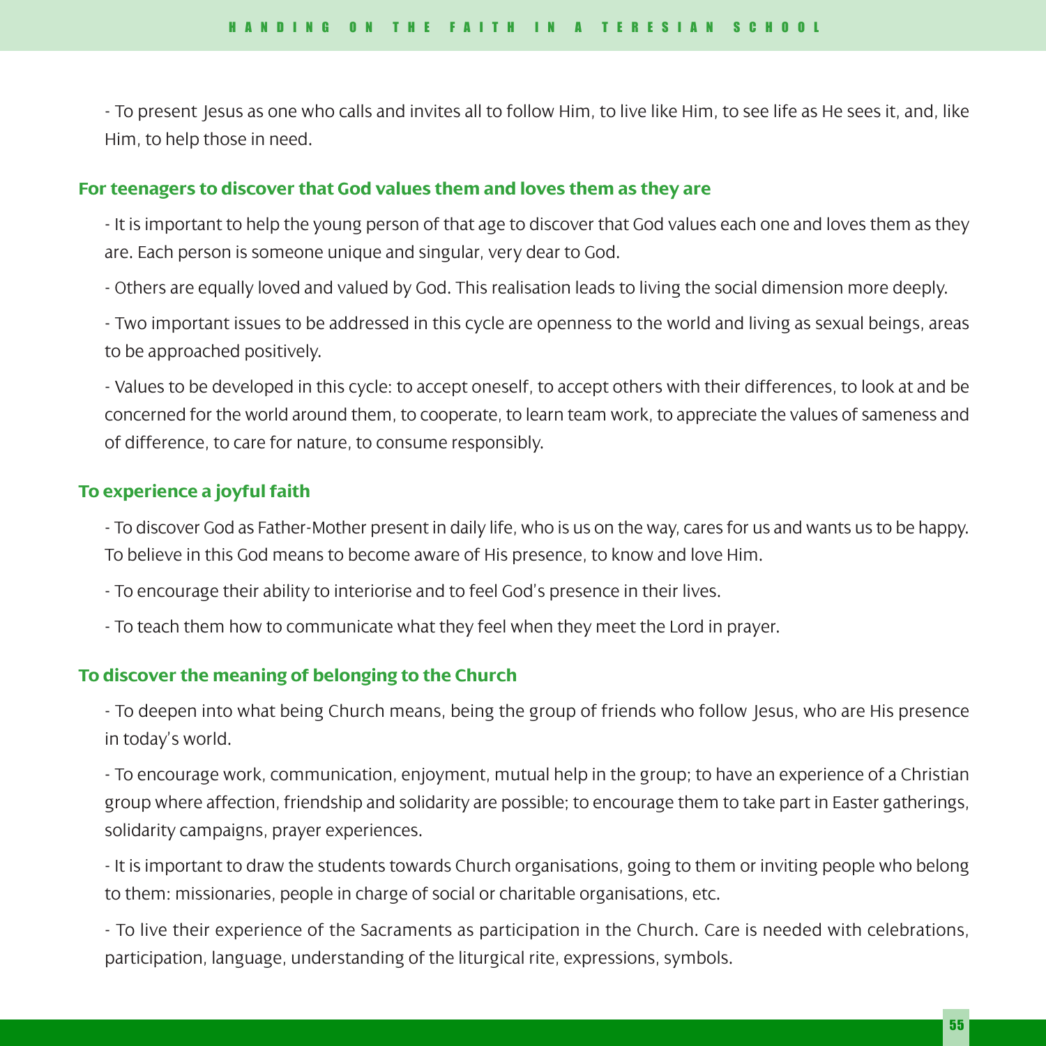- To present Jesus as one who calls and invites all to follow Him, to live like Him, to see life as He sees it, and, like Him, to help those in need.

### For teenagers to discover that God values them and loves them as they are

- It is important to help the young person of that age to discover that God values each one and loves them as they are. Each person is someone unique and singular, very dear to God.

- Others are equally loved and valued by God. This realisation leads to living the social dimension more deeply.

- Two important issues to be addressed in this cycle are openness to the world and living as sexual beings, areas to be approached positively.

- Values to be developed in this cycle: to accept oneself, to accept others with their differences, to look at and be concerned for the world around them, to cooperate, to learn team work, to appreciate the values of sameness and of difference, to care for nature, to consume responsibly.

### To experience a joyful faith

- To discover God as Father-Mother present in daily life, who is us on the way, cares for us and wants us to be happy. To believe in this God means to become aware of His presence, to know and love Him.

- To encourage their ability to interiorise and to feel God's presence in their lives.

- To teach them how to communicate what they feel when they meet the Lord in prayer.

### To discover the meaning of belonging to the Church

- To deepen into what being Church means, being the group of friends who follow Jesus, who are His presence in today's world.

- To encourage work, communication, enjoyment, mutual help in the group; to have an experience of a Christian group where affection, friendship and solidarity are possible; to encourage them to take part in Easter gatherings, solidarity campaigns, prayer experiences.

- It is important to draw the students towards Church organisations, going to them or inviting people who belong to them: missionaries, people in charge of social or charitable organisations, etc.

- To live their experience of the Sacraments as participation in the Church. Care is needed with celebrations, participation, language, understanding of the liturgical rite, expressions, symbols.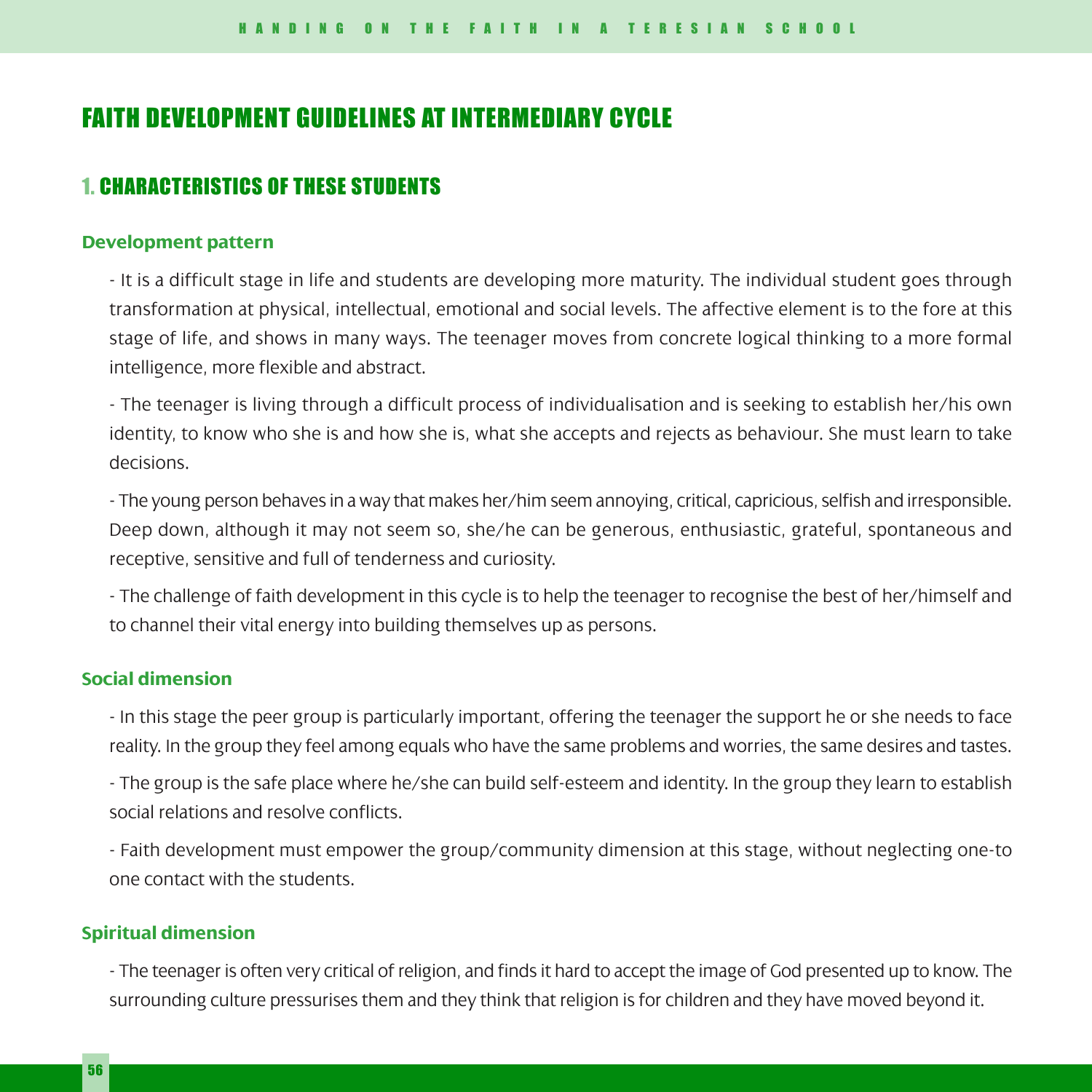# FAITH DEVELOPMENT GUIDELINES AT INTERMEDIARY CYCLE

## 1. CHARACTERISTICS OF THESE STUDENTS

### Development pattern

- It is a difficult stage in life and students are developing more maturity. The individual student goes through transformation at physical, intellectual, emotional and social levels. The affective element is to the fore at this stage of life, and shows in many ways. The teenager moves from concrete logical thinking to a more formal intelligence, more flexible and abstract.

- The teenager is living through a difficult process of individualisation and is seeking to establish her/his own identity, to know who she is and how she is, what she accepts and rejects as behaviour. She must learn to take decisions.

- The young person behaves in a way that makes her/him seem annoying, critical, capricious, selfish and irresponsible. Deep down, although it may not seem so, she/he can be generous, enthusiastic, grateful, spontaneous and receptive, sensitive and full of tenderness and curiosity.

- The challenge of faith development in this cycle is to help the teenager to recognise the best of her/himself and to channel their vital energy into building themselves up as persons.

### Social dimension

- In this stage the peer group is particularly important, offering the teenager the support he or she needs to face reality. In the group they feel among equals who have the same problems and worries, the same desires and tastes.

- The group is the safe place where he/she can build self-esteem and identity. In the group they learn to establish social relations and resolve conflicts.

- Faith development must empower the group/community dimension at this stage, without neglecting one-to one contact with the students.

### Spiritual dimension

- The teenager is often very critical of religion, and finds it hard to accept the image of God presented up to know. The surrounding culture pressurises them and they think that religion is for children and they have moved beyond it.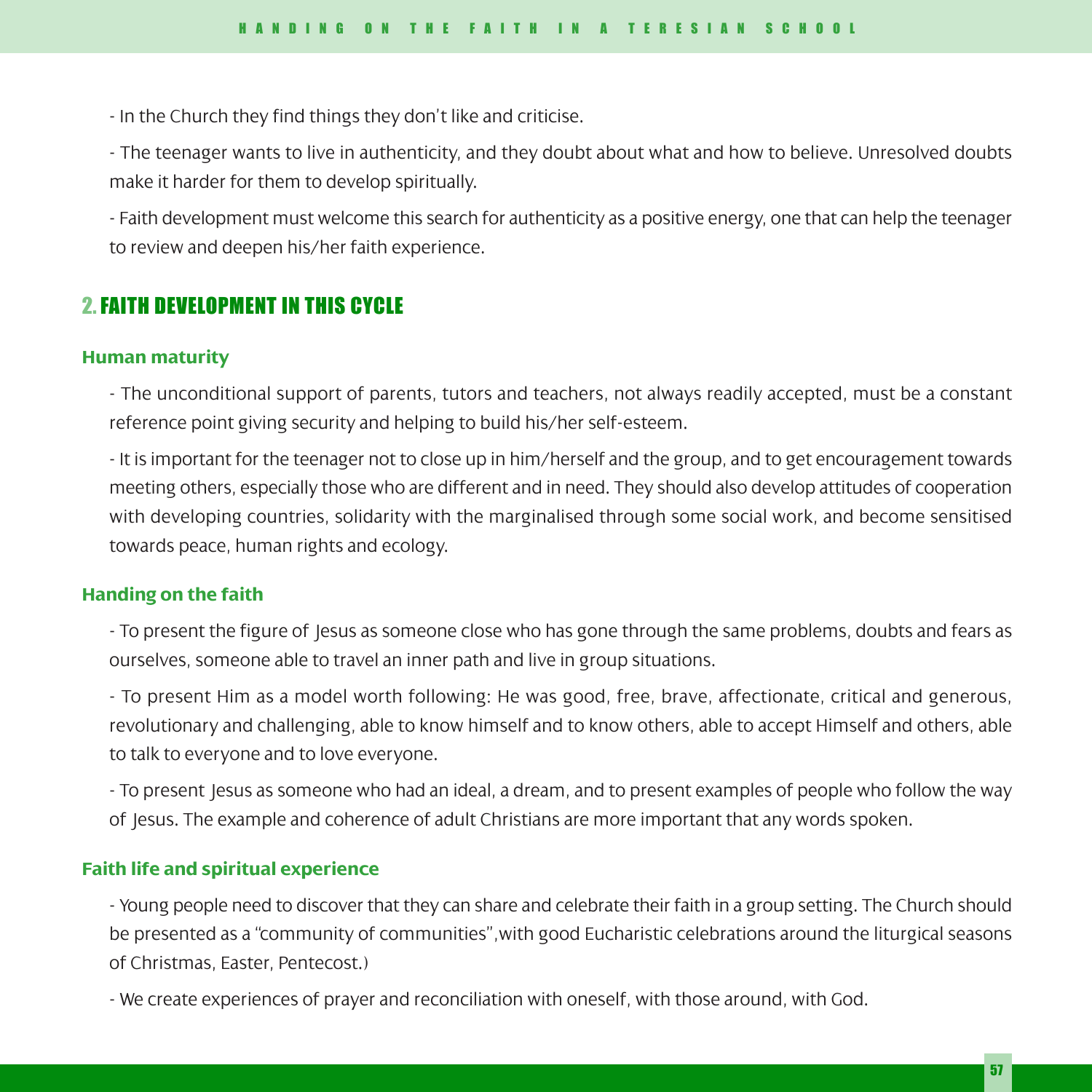- In the Church they find things they don't like and criticise.

- The teenager wants to live in authenticity, and they doubt about what and how to believe. Unresolved doubts make it harder for them to develop spiritually.

- Faith development must welcome this search for authenticity as a positive energy, one that can help the teenager to review and deepen his/her faith experience.

## 2. FAITH DEVELOPMENT IN THIS CYCLE

### Human maturity

- The unconditional support of parents, tutors and teachers, not always readily accepted, must be a constant reference point giving security and helping to build his/her self-esteem.

- It is important for the teenager not to close up in him/herself and the group, and to get encouragement towards meeting others, especially those who are different and in need. They should also develop attitudes of cooperation with developing countries, solidarity with the marginalised through some social work, and become sensitised towards peace, human rights and ecology.

### Handing on the faith

- To present the figure of Jesus as someone close who has gone through the same problems, doubts and fears as ourselves, someone able to travel an inner path and live in group situations.

- To present Him as a model worth following: He was good, free, brave, affectionate, critical and generous, revolutionary and challenging, able to know himself and to know others, able to accept Himself and others, able to talk to everyone and to love everyone.

- To present Jesus as someone who had an ideal, a dream, and to present examples of people who follow the way of Jesus. The example and coherence of adult Christians are more important that any words spoken.

### Faith life and spiritual experience

- Young people need to discover that they can share and celebrate their faith in a group setting. The Church should be presented as a "community of communities",with good Eucharistic celebrations around the liturgical seasons of Christmas, Easter, Pentecost.)

- We create experiences of prayer and reconciliation with oneself, with those around, with God.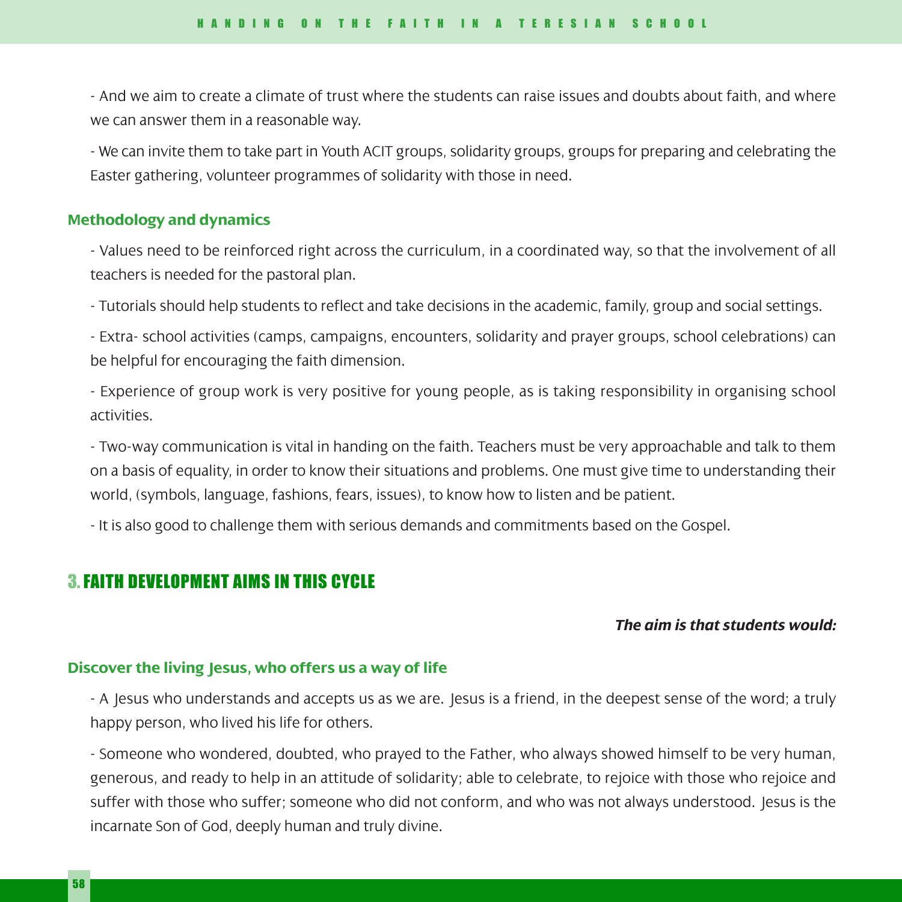- And we aim to create a climate of trust where the students can raise issues and doubts about faith, and where we can answer them in a reasonable way.

- We can invite them to take part in Youth ACIT groups, solidarity groups, groups for preparing and celebrating the Easter gathering, volunteer programmes of solidarity with those in need.

### Methodology and dynamics

- Values need to be reinforced right across the curriculum, in a coordinated way, so that the involvement of all teachers is needed for the pastoral plan.

- Tutorials should help students to reflect and take decisions in the academic, family, group and social settings.

- Extra- school activities (camps, campaigns, encounters, solidarity and prayer groups, school celebrations) can be helpful for encouraging the faith dimension.

- Experience of group work is very positive for young people, as is taking responsibility in organising school activities.

- Two-way communication is vital in handing on the faith. Teachers must be very approachable and talk to them on a basis of equality, in order to know their situations and problems. One must give time to understanding their world, (symbols, language, fashions, fears, issues), to know how to listen and be patient.

- It is also good to challenge them with serious demands and commitments based on the Gospel.

## 3. FAITH DEVELOPMENT AIMS IN THIS CYCLE

***The aim is that students would:***

### Discover the living Jesus, who offers us a way of life

- A Jesus who understands and accepts us as we are. Jesus is a friend, in the deepest sense of the word; a truly happy person, who lived his life for others.

- Someone who wondered, doubted, who prayed to the Father, who always showed himself to be very human, generous, and ready to help in an attitude of solidarity; able to celebrate, to rejoice with those who rejoice and suffer with those who suffer; someone who did not conform, and who was not always understood. Jesus is the incarnate Son of God, deeply human and truly divine.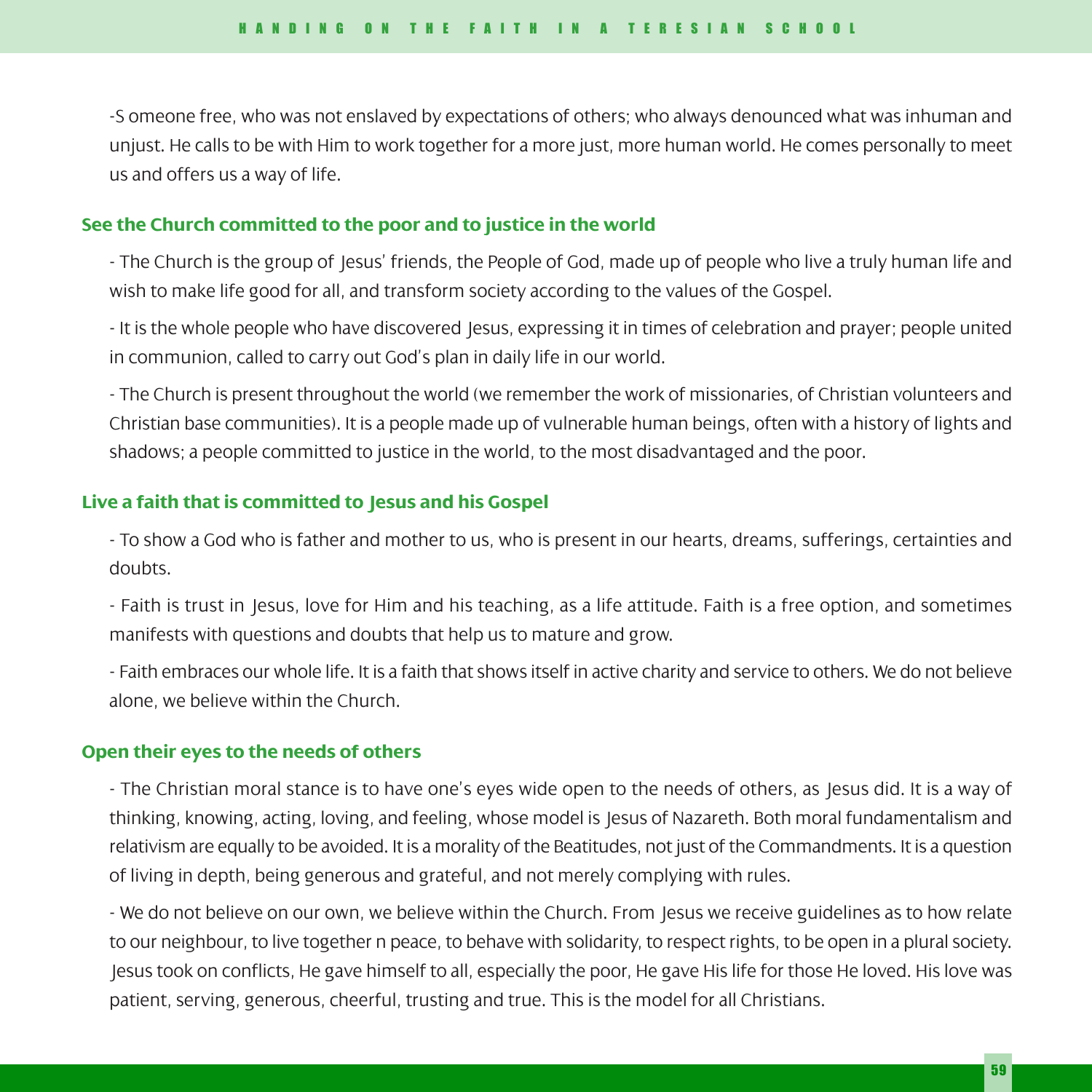-Someone free, who was not enslaved by expectations of others; who always denounced what was inhuman and unjust. He calls to be with Him to work together for a more just, more human world. He comes personally to meet us and offers us a way of life.

### See the Church committed to the poor and to justice in the world

- The Church is the group of Jesus' friends, the People of God, made up of people who live a truly human life and wish to make life good for all, and transform society according to the values of the Gospel.

- It is the whole people who have discovered Jesus, expressing it in times of celebration and prayer; people united in communion, called to carry out God's plan in daily life in our world.

- The Church is present throughout the world (we remember the work of missionaries, of Christian volunteers and Christian base communities). It is a people made up of vulnerable human beings, often with a history of lights and shadows; a people committed to justice in the world, to the most disadvantaged and the poor.

### Live a faith that is committed to Jesus and his Gospel

- To show a God who is father and mother to us, who is present in our hearts, dreams, sufferings, certainties and doubts.

- Faith is trust in Jesus, love for Him and his teaching, as a life attitude. Faith is a free option, and sometimes manifests with questions and doubts that help us to mature and grow.

- Faith embraces our whole life. It is a faith that shows itself in active charity and service to others. We do not believe alone, we believe within the Church.

### Open their eyes to the needs of others

- The Christian moral stance is to have one's eyes wide open to the needs of others, as Jesus did. It is a way of thinking, knowing, acting, loving, and feeling, whose model is Jesus of Nazareth. Both moral fundamentalism and relativism are equally to be avoided. It is a morality of the Beatitudes, not just of the Commandments. It is a question of living in depth, being generous and grateful, and not merely complying with rules.

- We do not believe on our own, we believe within the Church. From Jesus we receive guidelines as to how relate to our neighbour, to live together n peace, to behave with solidarity, to respect rights, to be open in a plural society. Jesus took on conflicts, He gave himself to all, especially the poor, He gave His life for those He loved. His love was patient, serving, generous, cheerful, trusting and true. This is the model for all Christians.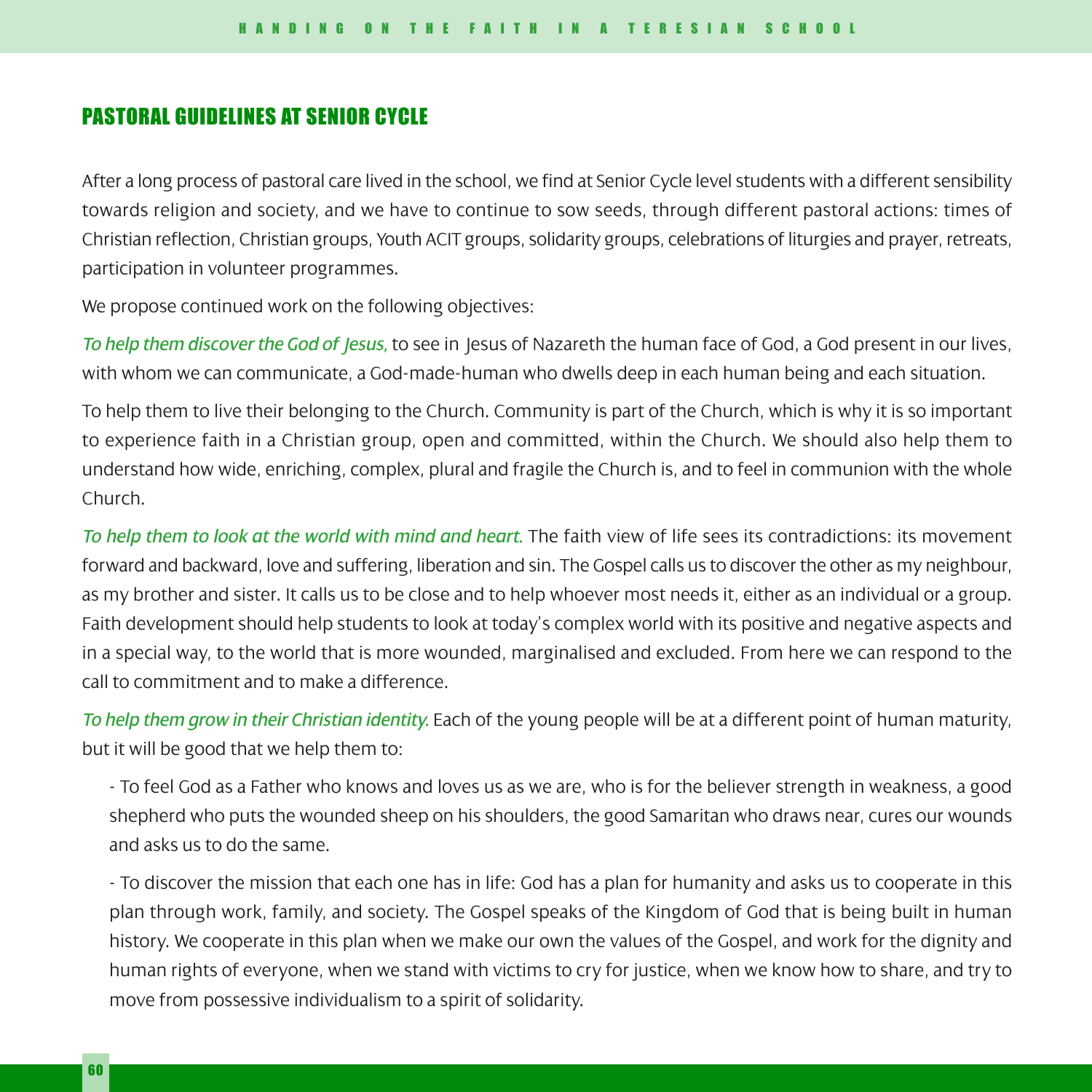## PASTORAL GUIDELINES AT SENIOR CYCLE

After a long process of pastoral care lived in the school, we find at Senior Cycle level students with a different sensibility towards religion and society, and we have to continue to sow seeds, through different pastoral actions: times of Christian reflection, Christian groups, Youth ACIT groups, solidarity groups, celebrations of liturgies and prayer, retreats, participation in volunteer programmes.

We propose continued work on the following objectives:

*To help them discover the God of Jesus,* to see in Jesus of Nazareth the human face of God, a God present in our lives, with whom we can communicate, a God-made-human who dwells deep in each human being and each situation.

To help them to live their belonging to the Church. Community is part of the Church, which is why it is so important to experience faith in a Christian group, open and committed, within the Church. We should also help them to understand how wide, enriching, complex, plural and fragile the Church is, and to feel in communion with the whole Church.

*To help them to look at the world with mind and heart.* The faith view of life sees its contradictions: its movement forward and backward, love and suffering, liberation and sin. The Gospel calls us to discover the other as my neighbour, as my brother and sister. It calls us to be close and to help whoever most needs it, either as an individual or a group. Faith development should help students to look at today's complex world with its positive and negative aspects and in a special way, to the world that is more wounded, marginalised and excluded. From here we can respond to the call to commitment and to make a difference.

*To help them grow in their Christian identity.* Each of the young people will be at a different point of human maturity, but it will be good that we help them to:

- To feel God as a Father who knows and loves us as we are, who is for the believer strength in weakness, a good shepherd who puts the wounded sheep on his shoulders, the good Samaritan who draws near, cures our wounds and asks us to do the same.

- To discover the mission that each one has in life: God has a plan for humanity and asks us to cooperate in this plan through work, family, and society. The Gospel speaks of the Kingdom of God that is being built in human history. We cooperate in this plan when we make our own the values of the Gospel, and work for the dignity and human rights of everyone, when we stand with victims to cry for justice, when we know how to share, and try to move from possessive individualism to a spirit of solidarity.